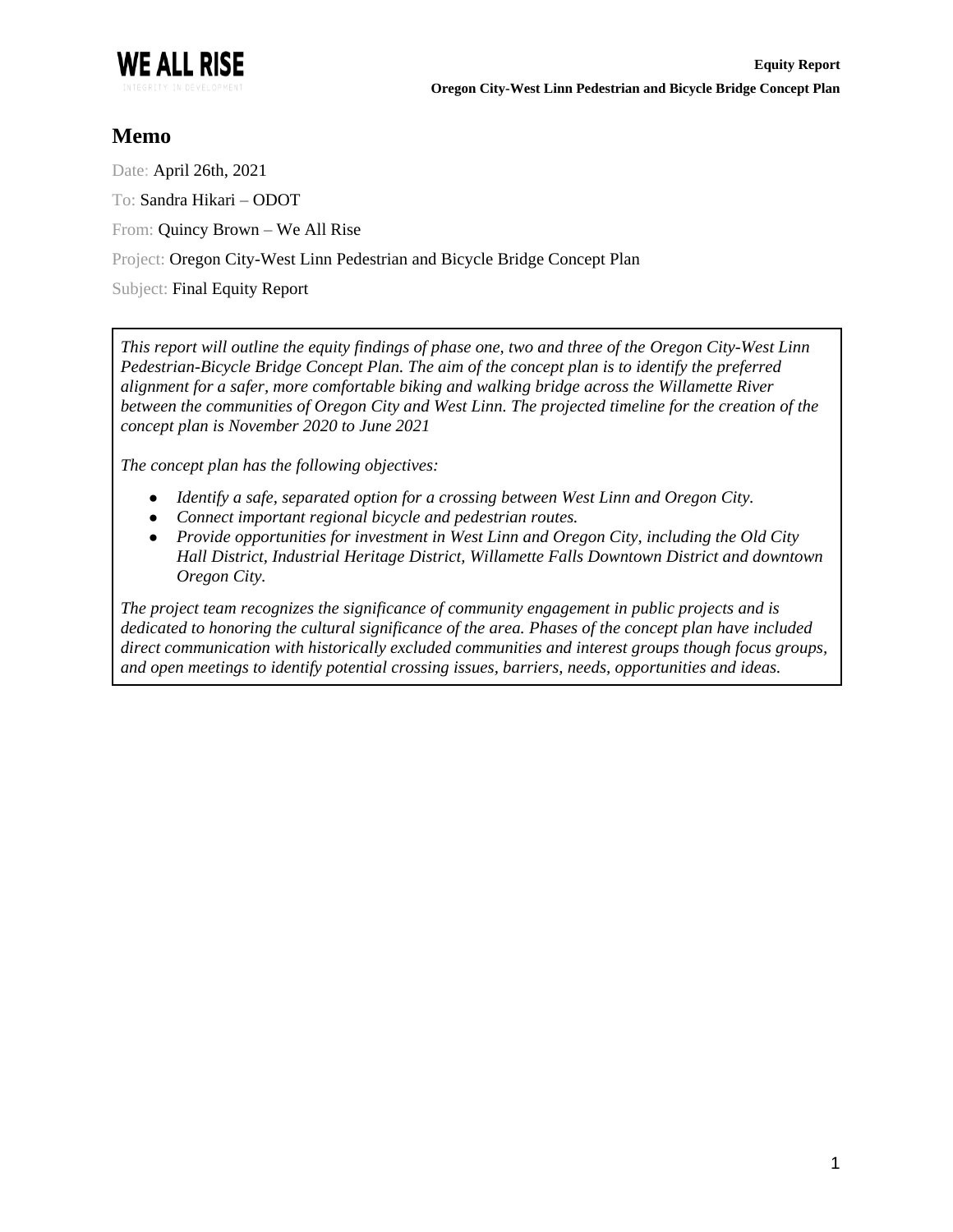# Memo

Date: April 26th, 2021

To: Sandra Hikari – ODOT

From: Quincy Brown – We All Rise

Project: Oregon City-West Linn Pedestrian and Bicycle Bridge Concept Plan

Subject: Final Equity Report

*This report will outline the equity findings of phase one, two and three of the Oregon City-West Linn Pedestrian-Bicycle Bridge Concept Plan. The aim of the concept plan is to identify the preferred alignment for a safer, more comfortable biking and walking bridge across the Willamette River between the communities of Oregon City and West Linn. The projected timeline for the creation of the concept plan is November 2020 to June 2021*

*The concept plan has the following objectives:*

- *Identify a safe, separated option for a crossing between West Linn and Oregon City.*
- *Connect important regional bicycle and pedestrian routes.*
- *Provide opportunities for investment in West Linn and Oregon City, including the Old City Hall District, Industrial Heritage District, Willamette Falls Downtown District and downtown Oregon City.*

*The project team recognizes the significance of community engagement in public projects and is dedicated to honoring the cultural significance of the area. Phases of the concept plan have included direct communication with historically excluded communities and interest groups though focus groups, and open meetings to identify potential crossing issues, barriers, needs, opportunities and ideas.*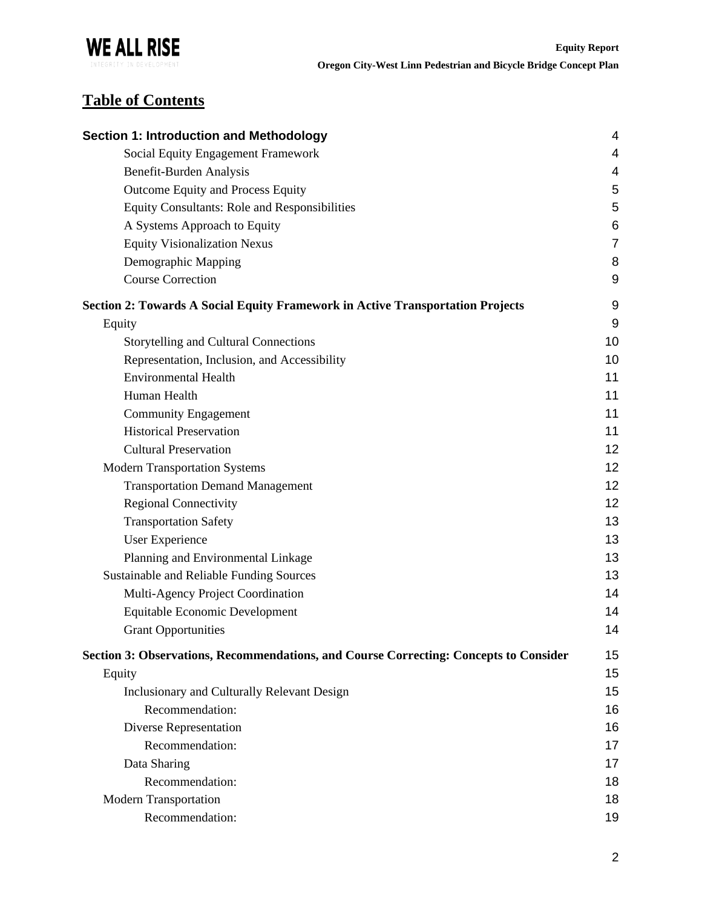# Table of Contents

| | |
|---|---|
| **Section 1: Introduction and Methodology** | 4 |
| Social Equity Engagement Framework | 4 |
| Benefit-Burden Analysis | 4 |
| Outcome Equity and Process Equity | 5 |
| Equity Consultants: Role and Responsibilities | 5 |
| A Systems Approach to Equity | 6 |
| Equity Visionalization Nexus | 7 |
| Demographic Mapping | 8 |
| Course Correction | 9 |
| **Section 2: Towards A Social Equity Framework in Active Transportation Projects** | 9 |
| Equity | 9 |
| Storytelling and Cultural Connections | 10 |
| Representation, Inclusion, and Accessibility | 10 |
| Environmental Health | 11 |
| Human Health | 11 |
| Community Engagement | 11 |
| Historical Preservation | 11 |
| Cultural Preservation | 12 |
| Modern Transportation Systems | 12 |
| Transportation Demand Management | 12 |
| Regional Connectivity | 12 |
| Transportation Safety | 13 |
| User Experience | 13 |
| Planning and Environmental Linkage | 13 |
| Sustainable and Reliable Funding Sources | 13 |
| Multi-Agency Project Coordination | 14 |
| Equitable Economic Development | 14 |
| Grant Opportunities | 14 |
| **Section 3: Observations, Recommendations, and Course Correcting: Concepts to Consider** | 15 |
| Equity | 15 |
| Inclusionary and Culturally Relevant Design | 15 |
| Recommendation: | 16 |
| Diverse Representation | 16 |
| Recommendation: | 17 |
| Data Sharing | 17 |
| Recommendation: | 18 |
| Modern Transportation | 18 |
| Recommendation: | 19 |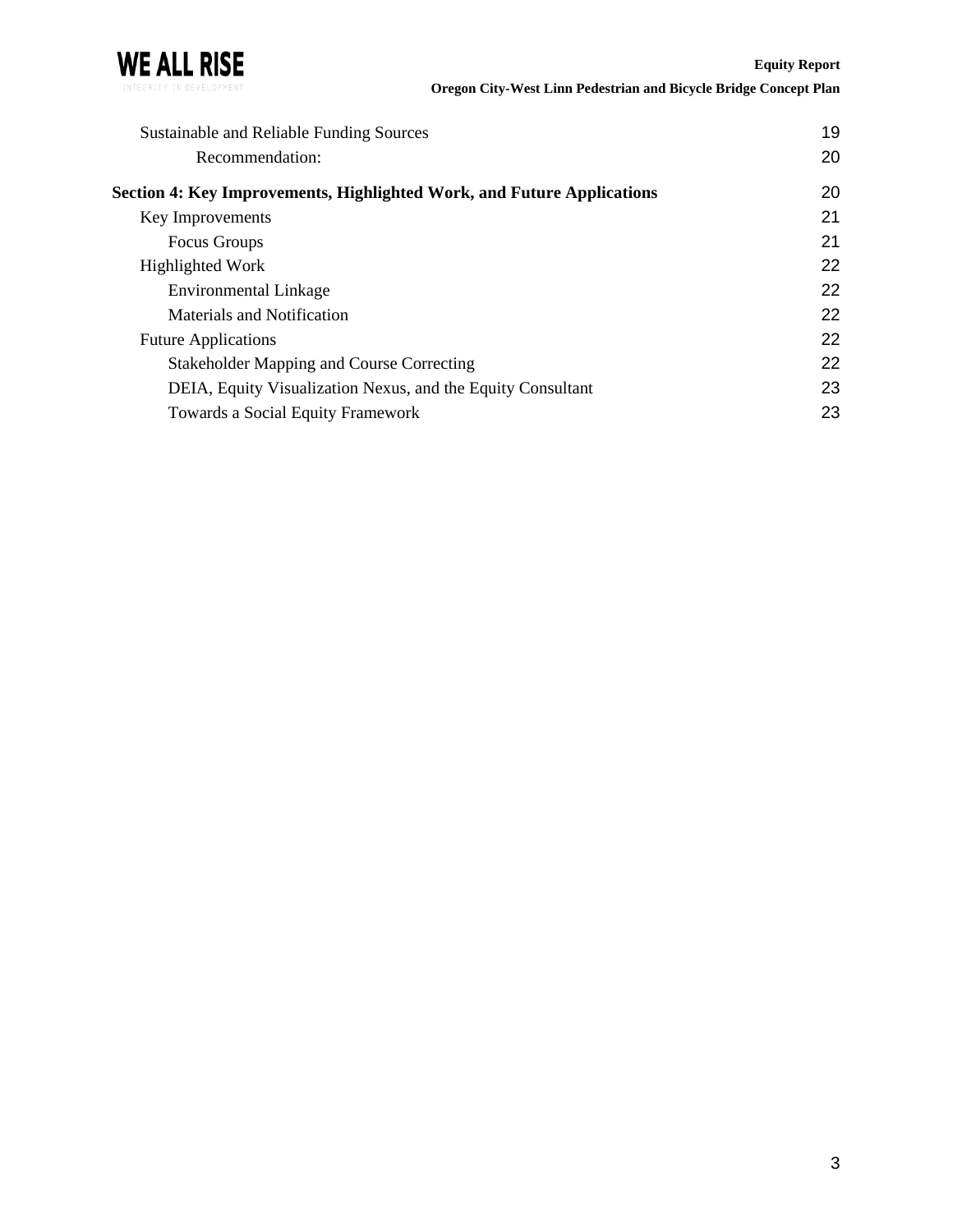Sustainable and Reliable Funding Sources 19

Recommendation: 20

**Section 4: Key Improvements, Highlighted Work, and Future Applications** 20

Key Improvements 21

Focus Groups 21

Highlighted Work 22

Environmental Linkage 22

Materials and Notification 22

Future Applications 22

Stakeholder Mapping and Course Correcting 22

DEIA, Equity Visualization Nexus, and the Equity Consultant 23

Towards a Social Equity Framework 23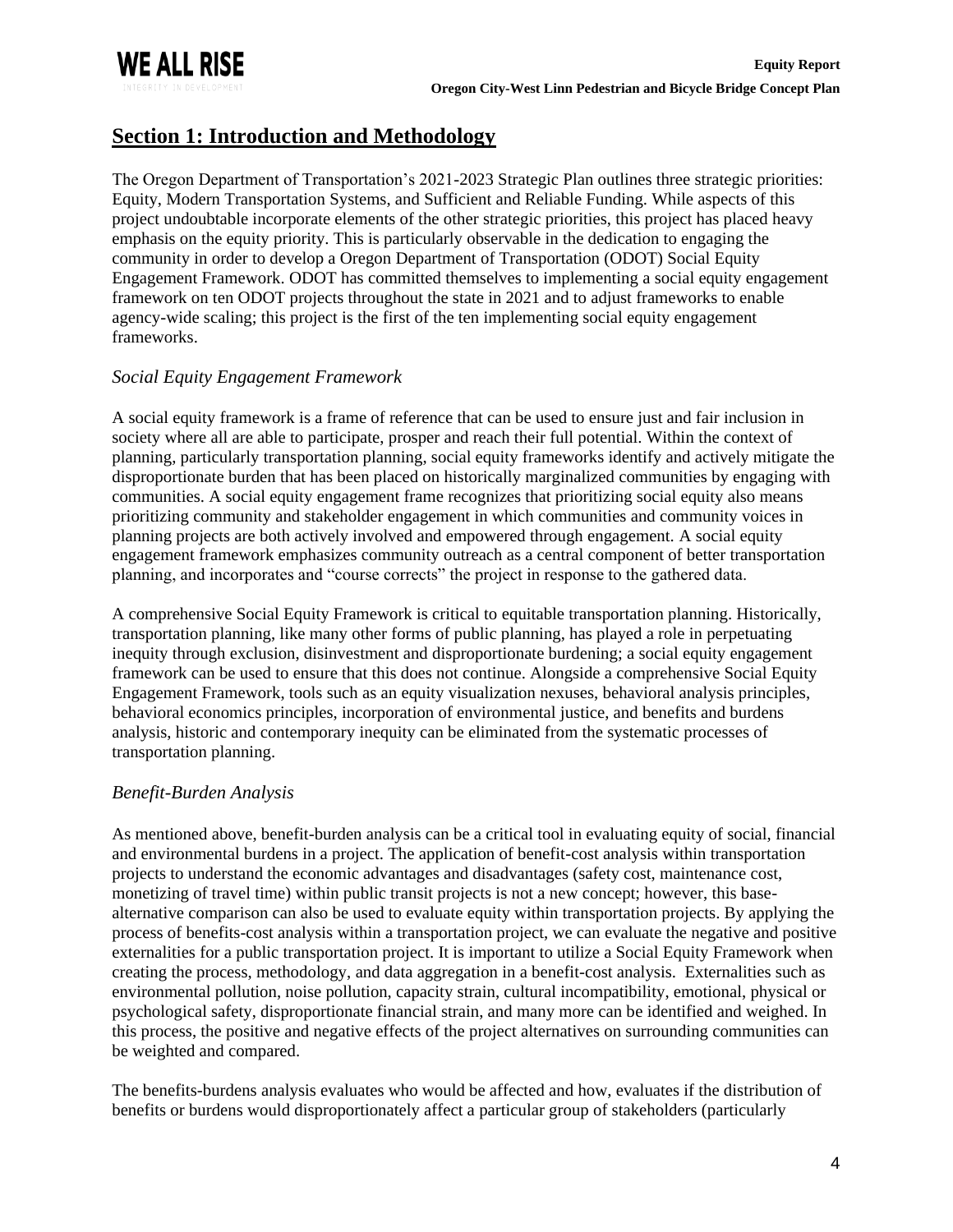## Section 1: Introduction and Methodology

The Oregon Department of Transportation's 2021-2023 Strategic Plan outlines three strategic priorities: Equity, Modern Transportation Systems, and Sufficient and Reliable Funding. While aspects of this project undoubtable incorporate elements of the other strategic priorities, this project has placed heavy emphasis on the equity priority. This is particularly observable in the dedication to engaging the community in order to develop a Oregon Department of Transportation (ODOT) Social Equity Engagement Framework. ODOT has committed themselves to implementing a social equity engagement framework on ten ODOT projects throughout the state in 2021 and to adjust frameworks to enable agency-wide scaling; this project is the first of the ten implementing social equity engagement frameworks.

### *Social Equity Engagement Framework*

A social equity framework is a frame of reference that can be used to ensure just and fair inclusion in society where all are able to participate, prosper and reach their full potential. Within the context of planning, particularly transportation planning, social equity frameworks identify and actively mitigate the disproportionate burden that has been placed on historically marginalized communities by engaging with communities. A social equity engagement frame recognizes that prioritizing social equity also means prioritizing community and stakeholder engagement in which communities and community voices in planning projects are both actively involved and empowered through engagement. A social equity engagement framework emphasizes community outreach as a central component of better transportation planning, and incorporates and "course corrects" the project in response to the gathered data.

A comprehensive Social Equity Framework is critical to equitable transportation planning. Historically, transportation planning, like many other forms of public planning, has played a role in perpetuating inequity through exclusion, disinvestment and disproportionate burdening; a social equity engagement framework can be used to ensure that this does not continue. Alongside a comprehensive Social Equity Engagement Framework, tools such as an equity visualization nexuses, behavioral analysis principles, behavioral economics principles, incorporation of environmental justice, and benefits and burdens analysis, historic and contemporary inequity can be eliminated from the systematic processes of transportation planning.

### *Benefit-Burden Analysis*

As mentioned above, benefit-burden analysis can be a critical tool in evaluating equity of social, financial and environmental burdens in a project. The application of benefit-cost analysis within transportation projects to understand the economic advantages and disadvantages (safety cost, maintenance cost, monetizing of travel time) within public transit projects is not a new concept; however, this base-alternative comparison can also be used to evaluate equity within transportation projects. By applying the process of benefits-cost analysis within a transportation project, we can evaluate the negative and positive externalities for a public transportation project. It is important to utilize a Social Equity Framework when creating the process, methodology, and data aggregation in a benefit-cost analysis. Externalities such as environmental pollution, noise pollution, capacity strain, cultural incompatibility, emotional, physical or psychological safety, disproportionate financial strain, and many more can be identified and weighed. In this process, the positive and negative effects of the project alternatives on surrounding communities can be weighted and compared.

The benefits-burdens analysis evaluates who would be affected and how, evaluates if the distribution of benefits or burdens would disproportionately affect a particular group of stakeholders (particularly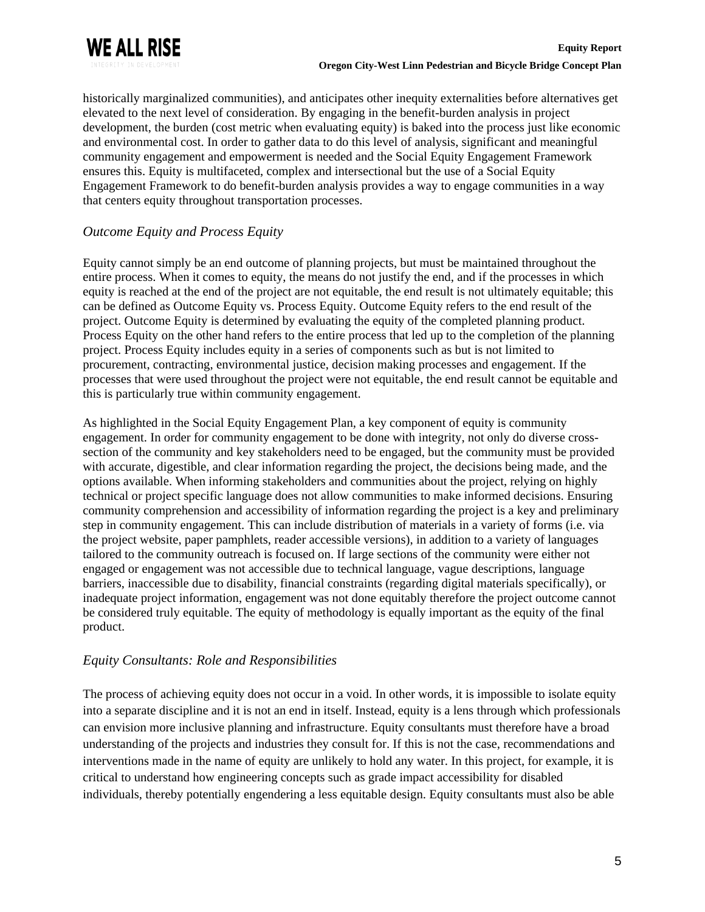historically marginalized communities), and anticipates other inequity externalities before alternatives get elevated to the next level of consideration. By engaging in the benefit-burden analysis in project development, the burden (cost metric when evaluating equity) is baked into the process just like economic and environmental cost. In order to gather data to do this level of analysis, significant and meaningful community engagement and empowerment is needed and the Social Equity Engagement Framework ensures this. Equity is multifaceted, complex and intersectional but the use of a Social Equity Engagement Framework to do benefit-burden analysis provides a way to engage communities in a way that centers equity throughout transportation processes.

### *Outcome Equity and Process Equity*

Equity cannot simply be an end outcome of planning projects, but must be maintained throughout the entire process. When it comes to equity, the means do not justify the end, and if the processes in which equity is reached at the end of the project are not equitable, the end result is not ultimately equitable; this can be defined as Outcome Equity vs. Process Equity. Outcome Equity refers to the end result of the project. Outcome Equity is determined by evaluating the equity of the completed planning product. Process Equity on the other hand refers to the entire process that led up to the completion of the planning project. Process Equity includes equity in a series of components such as but is not limited to procurement, contracting, environmental justice, decision making processes and engagement. If the processes that were used throughout the project were not equitable, the end result cannot be equitable and this is particularly true within community engagement.

As highlighted in the Social Equity Engagement Plan, a key component of equity is community engagement. In order for community engagement to be done with integrity, not only do diverse cross-section of the community and key stakeholders need to be engaged, but the community must be provided with accurate, digestible, and clear information regarding the project, the decisions being made, and the options available. When informing stakeholders and communities about the project, relying on highly technical or project specific language does not allow communities to make informed decisions. Ensuring community comprehension and accessibility of information regarding the project is a key and preliminary step in community engagement. This can include distribution of materials in a variety of forms (i.e. via the project website, paper pamphlets, reader accessible versions), in addition to a variety of languages tailored to the community outreach is focused on. If large sections of the community were either not engaged or engagement was not accessible due to technical language, vague descriptions, language barriers, inaccessible due to disability, financial constraints (regarding digital materials specifically), or inadequate project information, engagement was not done equitably therefore the project outcome cannot be considered truly equitable. The equity of methodology is equally important as the equity of the final product.

### *Equity Consultants: Role and Responsibilities*

The process of achieving equity does not occur in a void. In other words, it is impossible to isolate equity into a separate discipline and it is not an end in itself. Instead, equity is a lens through which professionals can envision more inclusive planning and infrastructure. Equity consultants must therefore have a broad understanding of the projects and industries they consult for. If this is not the case, recommendations and interventions made in the name of equity are unlikely to hold any water. In this project, for example, it is critical to understand how engineering concepts such as grade impact accessibility for disabled individuals, thereby potentially engendering a less equitable design. Equity consultants must also be able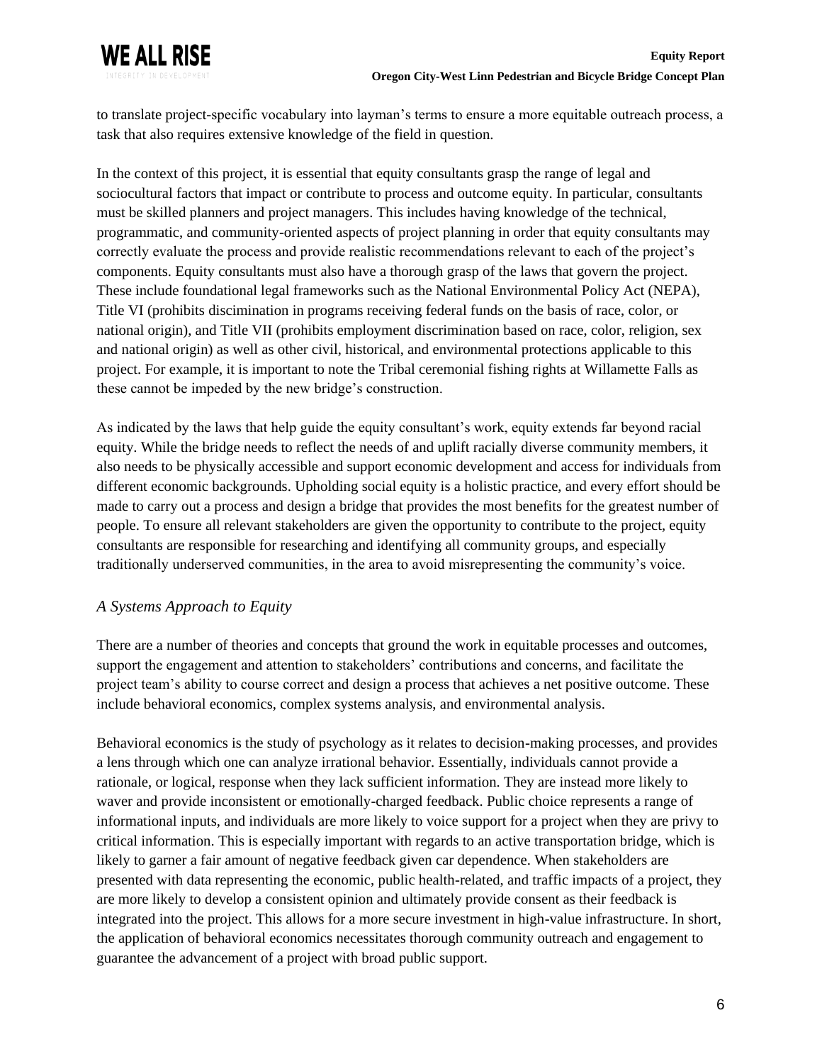to translate project-specific vocabulary into layman's terms to ensure a more equitable outreach process, a task that also requires extensive knowledge of the field in question.

In the context of this project, it is essential that equity consultants grasp the range of legal and sociocultural factors that impact or contribute to process and outcome equity. In particular, consultants must be skilled planners and project managers. This includes having knowledge of the technical, programmatic, and community-oriented aspects of project planning in order that equity consultants may correctly evaluate the process and provide realistic recommendations relevant to each of the project's components. Equity consultants must also have a thorough grasp of the laws that govern the project. These include foundational legal frameworks such as the National Environmental Policy Act (NEPA), Title VI (prohibits discimination in programs receiving federal funds on the basis of race, color, or national origin), and Title VII (prohibits employment discrimination based on race, color, religion, sex and national origin) as well as other civil, historical, and environmental protections applicable to this project. For example, it is important to note the Tribal ceremonial fishing rights at Willamette Falls as these cannot be impeded by the new bridge's construction.

As indicated by the laws that help guide the equity consultant's work, equity extends far beyond racial equity. While the bridge needs to reflect the needs of and uplift racially diverse community members, it also needs to be physically accessible and support economic development and access for individuals from different economic backgrounds. Upholding social equity is a holistic practice, and every effort should be made to carry out a process and design a bridge that provides the most benefits for the greatest number of people. To ensure all relevant stakeholders are given the opportunity to contribute to the project, equity consultants are responsible for researching and identifying all community groups, and especially traditionally underserved communities, in the area to avoid misrepresenting the community's voice.

### *A Systems Approach to Equity*

There are a number of theories and concepts that ground the work in equitable processes and outcomes, support the engagement and attention to stakeholders' contributions and concerns, and facilitate the project team's ability to course correct and design a process that achieves a net positive outcome. These include behavioral economics, complex systems analysis, and environmental analysis.

Behavioral economics is the study of psychology as it relates to decision-making processes, and provides a lens through which one can analyze irrational behavior. Essentially, individuals cannot provide a rationale, or logical, response when they lack sufficient information. They are instead more likely to waver and provide inconsistent or emotionally-charged feedback. Public choice represents a range of informational inputs, and individuals are more likely to voice support for a project when they are privy to critical information. This is especially important with regards to an active transportation bridge, which is likely to garner a fair amount of negative feedback given car dependence. When stakeholders are presented with data representing the economic, public health-related, and traffic impacts of a project, they are more likely to develop a consistent opinion and ultimately provide consent as their feedback is integrated into the project. This allows for a more secure investment in high-value infrastructure. In short, the application of behavioral economics necessitates thorough community outreach and engagement to guarantee the advancement of a project with broad public support.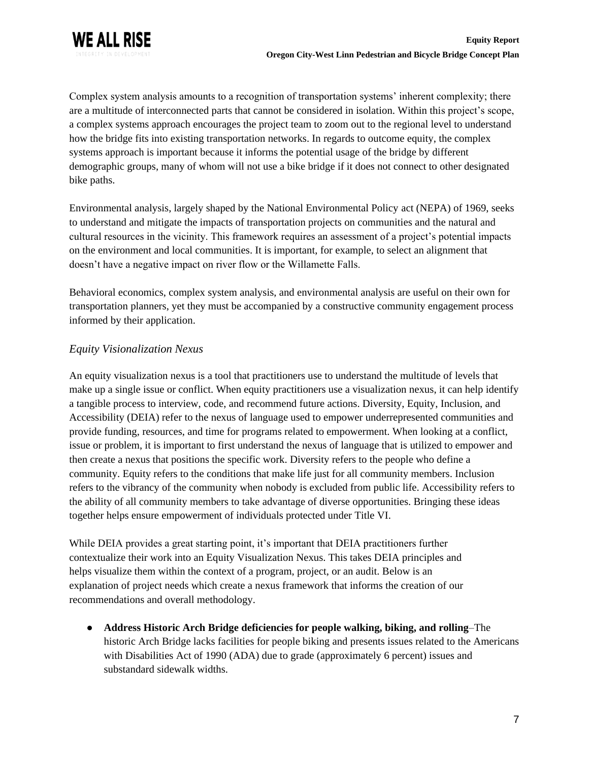Complex system analysis amounts to a recognition of transportation systems' inherent complexity; there are a multitude of interconnected parts that cannot be considered in isolation. Within this project's scope, a complex systems approach encourages the project team to zoom out to the regional level to understand how the bridge fits into existing transportation networks. In regards to outcome equity, the complex systems approach is important because it informs the potential usage of the bridge by different demographic groups, many of whom will not use a bike bridge if it does not connect to other designated bike paths.

Environmental analysis, largely shaped by the National Environmental Policy act (NEPA) of 1969, seeks to understand and mitigate the impacts of transportation projects on communities and the natural and cultural resources in the vicinity. This framework requires an assessment of a project's potential impacts on the environment and local communities. It is important, for example, to select an alignment that doesn't have a negative impact on river flow or the Willamette Falls.

Behavioral economics, complex system analysis, and environmental analysis are useful on their own for transportation planners, yet they must be accompanied by a constructive community engagement process informed by their application.

### *Equity Visionalization Nexus*

An equity visualization nexus is a tool that practitioners use to understand the multitude of levels that make up a single issue or conflict. When equity practitioners use a visualization nexus, it can help identify a tangible process to interview, code, and recommend future actions. Diversity, Equity, Inclusion, and Accessibility (DEIA) refer to the nexus of language used to empower underrepresented communities and provide funding, resources, and time for programs related to empowerment. When looking at a conflict, issue or problem, it is important to first understand the nexus of language that is utilized to empower and then create a nexus that positions the specific work. Diversity refers to the people who define a community. Equity refers to the conditions that make life just for all community members. Inclusion refers to the vibrancy of the community when nobody is excluded from public life. Accessibility refers to the ability of all community members to take advantage of diverse opportunities. Bringing these ideas together helps ensure empowerment of individuals protected under Title VI.

While DEIA provides a great starting point, it's important that DEIA practitioners further contextualize their work into an Equity Visualization Nexus. This takes DEIA principles and helps visualize them within the context of a program, project, or an audit. Below is an explanation of project needs which create a nexus framework that informs the creation of our recommendations and overall methodology.

- **Address Historic Arch Bridge deficiencies for people walking, biking, and rolling**–The historic Arch Bridge lacks facilities for people biking and presents issues related to the Americans with Disabilities Act of 1990 (ADA) due to grade (approximately 6 percent) issues and substandard sidewalk widths.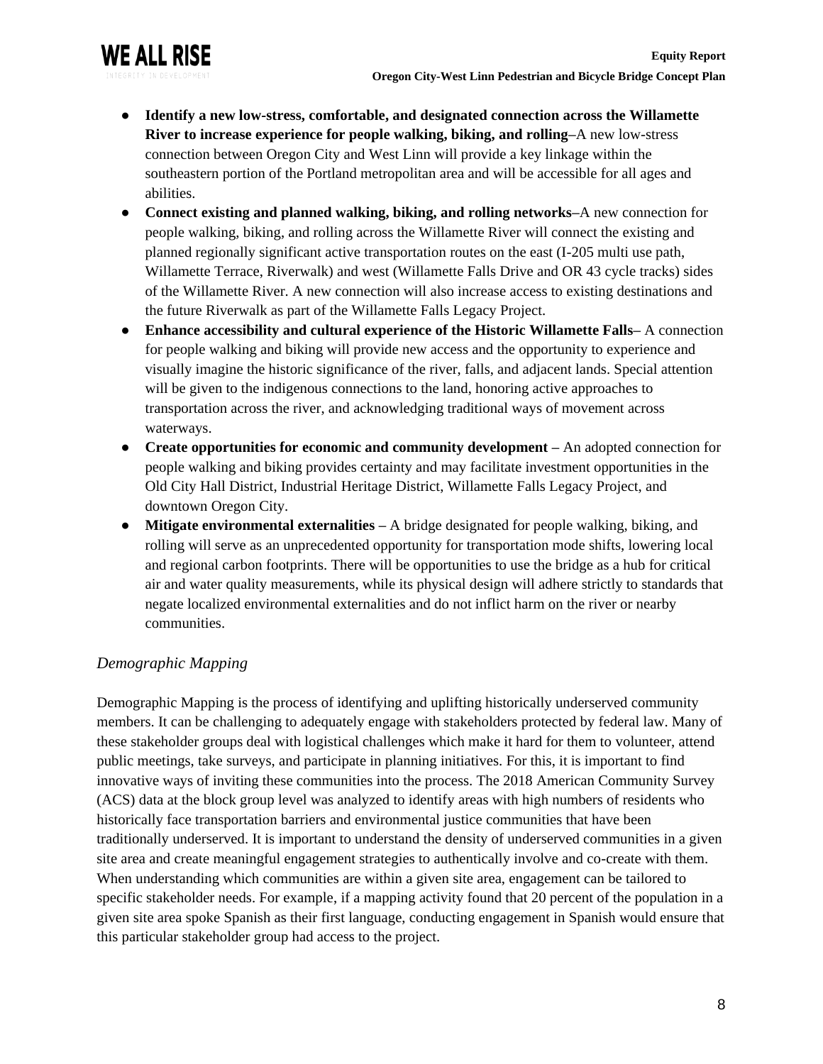- **Identify a new low-stress, comfortable, and designated connection across the Willamette River to increase experience for people walking, biking, and rolling**–A new low-stress connection between Oregon City and West Linn will provide a key linkage within the southeastern portion of the Portland metropolitan area and will be accessible for all ages and abilities.
- **Connect existing and planned walking, biking, and rolling networks**–A new connection for people walking, biking, and rolling across the Willamette River will connect the existing and planned regionally significant active transportation routes on the east (I-205 multi use path, Willamette Terrace, Riverwalk) and west (Willamette Falls Drive and OR 43 cycle tracks) sides of the Willamette River. A new connection will also increase access to existing destinations and the future Riverwalk as part of the Willamette Falls Legacy Project.
- **Enhance accessibility and cultural experience of the Historic Willamette Falls**– A connection for people walking and biking will provide new access and the opportunity to experience and visually imagine the historic significance of the river, falls, and adjacent lands. Special attention will be given to the indigenous connections to the land, honoring active approaches to transportation across the river, and acknowledging traditional ways of movement across waterways.
- **Create opportunities for economic and community development –** An adopted connection for people walking and biking provides certainty and may facilitate investment opportunities in the Old City Hall District, Industrial Heritage District, Willamette Falls Legacy Project, and downtown Oregon City.
- **Mitigate environmental externalities –** A bridge designated for people walking, biking, and rolling will serve as an unprecedented opportunity for transportation mode shifts, lowering local and regional carbon footprints. There will be opportunities to use the bridge as a hub for critical air and water quality measurements, while its physical design will adhere strictly to standards that negate localized environmental externalities and do not inflict harm on the river or nearby communities.

### *Demographic Mapping*

Demographic Mapping is the process of identifying and uplifting historically underserved community members. It can be challenging to adequately engage with stakeholders protected by federal law. Many of these stakeholder groups deal with logistical challenges which make it hard for them to volunteer, attend public meetings, take surveys, and participate in planning initiatives. For this, it is important to find innovative ways of inviting these communities into the process. The 2018 American Community Survey (ACS) data at the block group level was analyzed to identify areas with high numbers of residents who historically face transportation barriers and environmental justice communities that have been traditionally underserved. It is important to understand the density of underserved communities in a given site area and create meaningful engagement strategies to authentically involve and co-create with them. When understanding which communities are within a given site area, engagement can be tailored to specific stakeholder needs. For example, if a mapping activity found that 20 percent of the population in a given site area spoke Spanish as their first language, conducting engagement in Spanish would ensure that this particular stakeholder group had access to the project.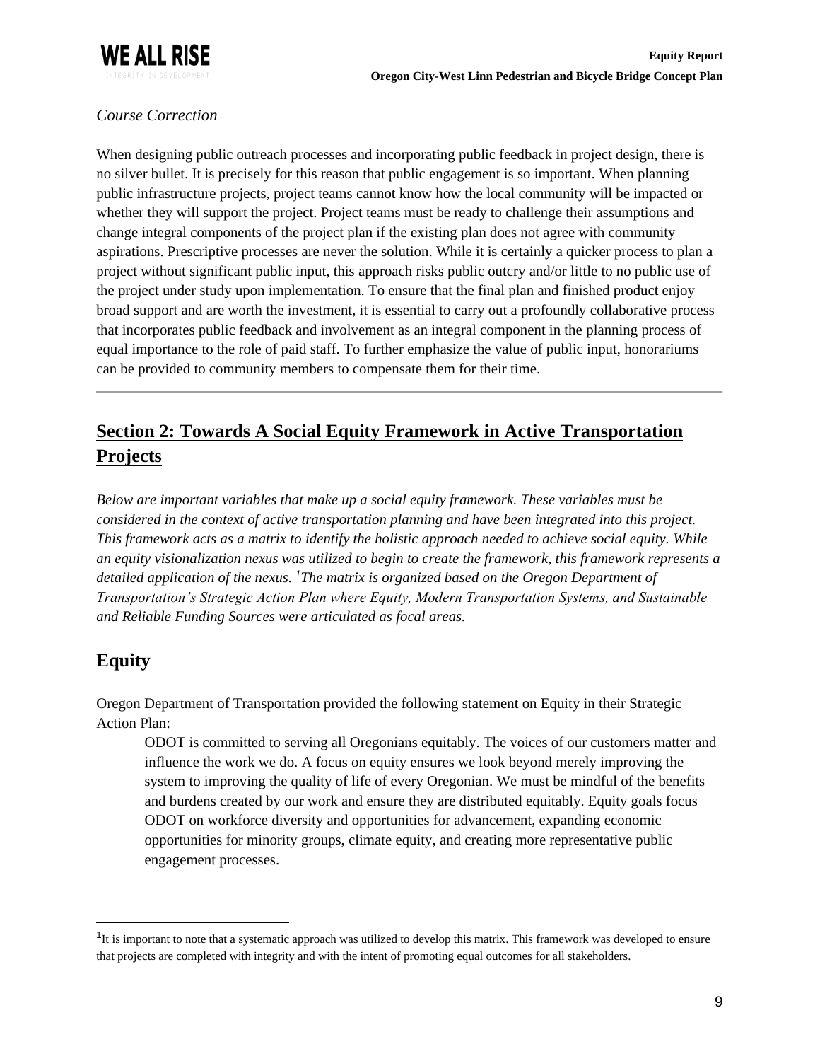*Course Correction*

When designing public outreach processes and incorporating public feedback in project design, there is no silver bullet. It is precisely for this reason that public engagement is so important. When planning public infrastructure projects, project teams cannot know how the local community will be impacted or whether they will support the project. Project teams must be ready to challenge their assumptions and change integral components of the project plan if the existing plan does not agree with community aspirations. Prescriptive processes are never the solution. While it is certainly a quicker process to plan a project without significant public input, this approach risks public outcry and/or little to no public use of the project under study upon implementation. To ensure that the final plan and finished product enjoy broad support and are worth the investment, it is essential to carry out a profoundly collaborative process that incorporates public feedback and involvement as an integral component in the planning process of equal importance to the role of paid staff. To further emphasize the value of public input, honorariums can be provided to community members to compensate them for their time.

---

## Section 2: Towards A Social Equity Framework in Active Transportation Projects

*Below are important variables that make up a social equity framework. These variables must be considered in the context of active transportation planning and have been integrated into this project. This framework acts as a matrix to identify the holistic approach needed to achieve social equity. While an equity visionalization nexus was utilized to begin to create the framework, this framework represents a detailed application of the nexus. [1]The matrix is organized based on the Oregon Department of Transportation's Strategic Action Plan where Equity, Modern Transportation Systems, and Sustainable and Reliable Funding Sources were articulated as focal areas.*

## Equity

Oregon Department of Transportation provided the following statement on Equity in their Strategic Action Plan:

> ODOT is committed to serving all Oregonians equitably. The voices of our customers matter and influence the work we do. A focus on equity ensures we look beyond merely improving the system to improving the quality of life of every Oregonian. We must be mindful of the benefits and burdens created by our work and ensure they are distributed equitably. Equity goals focus ODOT on workforce diversity and opportunities for advancement, expanding economic opportunities for minority groups, climate equity, and creating more representative public engagement processes.

[1] It is important to note that a systematic approach was utilized to develop this matrix. This framework was developed to ensure that projects are completed with integrity and with the intent of promoting equal outcomes for all stakeholders.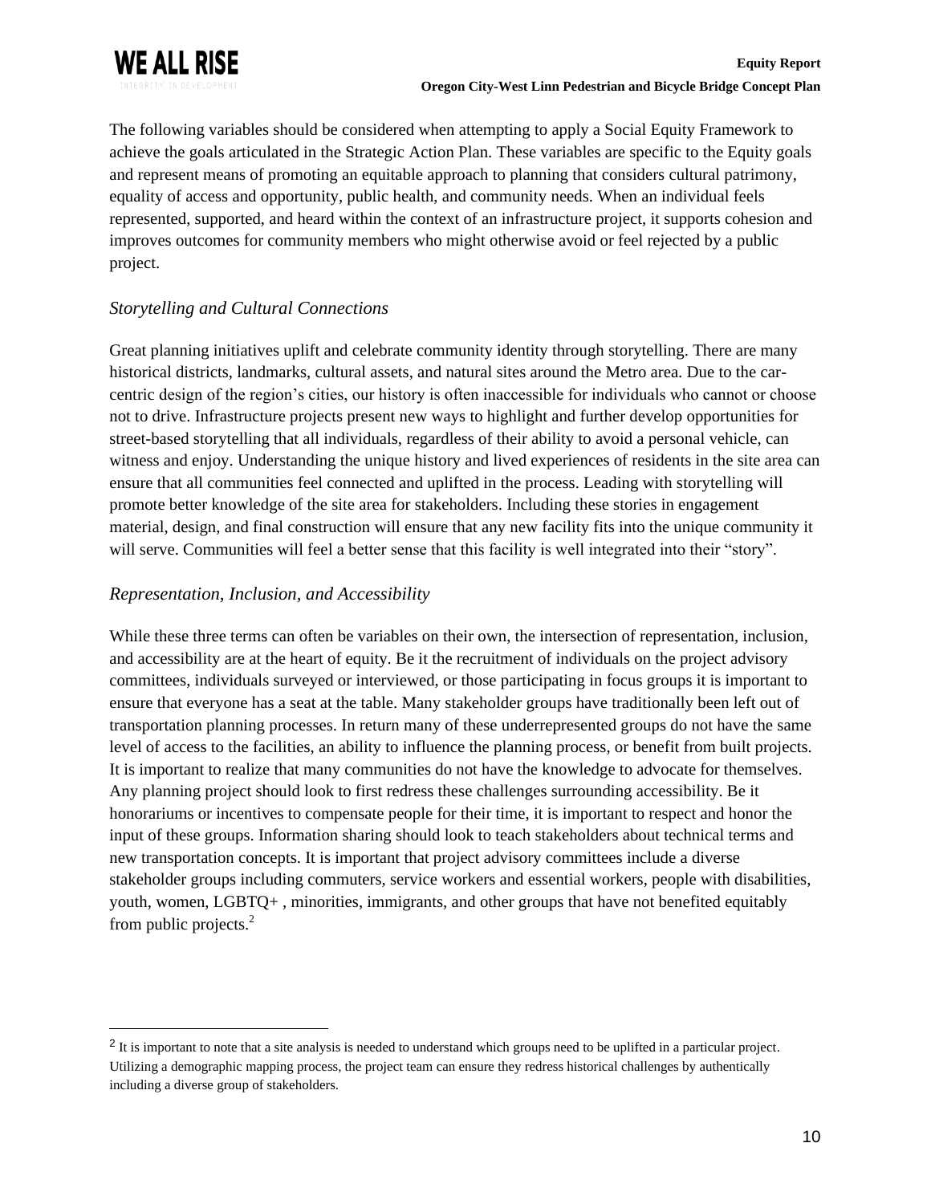The following variables should be considered when attempting to apply a Social Equity Framework to achieve the goals articulated in the Strategic Action Plan. These variables are specific to the Equity goals and represent means of promoting an equitable approach to planning that considers cultural patrimony, equality of access and opportunity, public health, and community needs. When an individual feels represented, supported, and heard within the context of an infrastructure project, it supports cohesion and improves outcomes for community members who might otherwise avoid or feel rejected by a public project.

### *Storytelling and Cultural Connections*

Great planning initiatives uplift and celebrate community identity through storytelling. There are many historical districts, landmarks, cultural assets, and natural sites around the Metro area. Due to the car-centric design of the region's cities, our history is often inaccessible for individuals who cannot or choose not to drive. Infrastructure projects present new ways to highlight and further develop opportunities for street-based storytelling that all individuals, regardless of their ability to avoid a personal vehicle, can witness and enjoy. Understanding the unique history and lived experiences of residents in the site area can ensure that all communities feel connected and uplifted in the process. Leading with storytelling will promote better knowledge of the site area for stakeholders. Including these stories in engagement material, design, and final construction will ensure that any new facility fits into the unique community it will serve. Communities will feel a better sense that this facility is well integrated into their "story".

### *Representation, Inclusion, and Accessibility*

While these three terms can often be variables on their own, the intersection of representation, inclusion, and accessibility are at the heart of equity. Be it the recruitment of individuals on the project advisory committees, individuals surveyed or interviewed, or those participating in focus groups it is important to ensure that everyone has a seat at the table. Many stakeholder groups have traditionally been left out of transportation planning processes. In return many of these underrepresented groups do not have the same level of access to the facilities, an ability to influence the planning process, or benefit from built projects. It is important to realize that many communities do not have the knowledge to advocate for themselves. Any planning project should look to first redress these challenges surrounding accessibility. Be it honorariums or incentives to compensate people for their time, it is important to respect and honor the input of these groups. Information sharing should look to teach stakeholders about technical terms and new transportation concepts. It is important that project advisory committees include a diverse stakeholder groups including commuters, service workers and essential workers, people with disabilities, youth, women, LGBTQ+ , minorities, immigrants, and other groups that have not benefited equitably from public projects.[2]

---

[2] It is important to note that a site analysis is needed to understand which groups need to be uplifted in a particular project. Utilizing a demographic mapping process, the project team can ensure they redress historical challenges by authentically including a diverse group of stakeholders.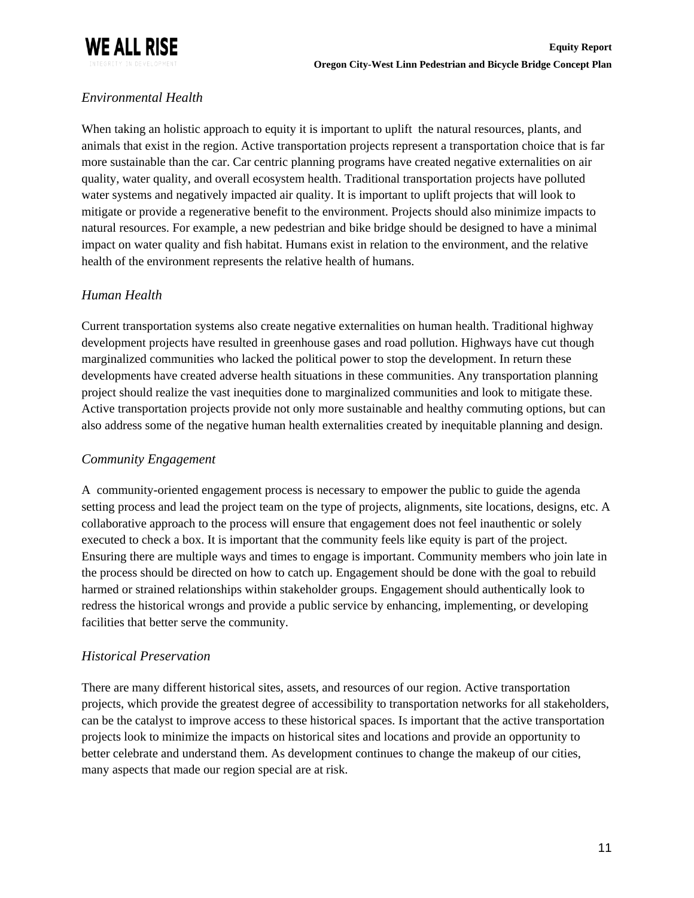### *Environmental Health*

When taking an holistic approach to equity it is important to uplift the natural resources, plants, and animals that exist in the region. Active transportation projects represent a transportation choice that is far more sustainable than the car. Car centric planning programs have created negative externalities on air quality, water quality, and overall ecosystem health. Traditional transportation projects have polluted water systems and negatively impacted air quality. It is important to uplift projects that will look to mitigate or provide a regenerative benefit to the environment. Projects should also minimize impacts to natural resources. For example, a new pedestrian and bike bridge should be designed to have a minimal impact on water quality and fish habitat. Humans exist in relation to the environment, and the relative health of the environment represents the relative health of humans.

### *Human Health*

Current transportation systems also create negative externalities on human health. Traditional highway development projects have resulted in greenhouse gases and road pollution. Highways have cut though marginalized communities who lacked the political power to stop the development. In return these developments have created adverse health situations in these communities. Any transportation planning project should realize the vast inequities done to marginalized communities and look to mitigate these. Active transportation projects provide not only more sustainable and healthy commuting options, but can also address some of the negative human health externalities created by inequitable planning and design.

### *Community Engagement*

A community-oriented engagement process is necessary to empower the public to guide the agenda setting process and lead the project team on the type of projects, alignments, site locations, designs, etc. A collaborative approach to the process will ensure that engagement does not feel inauthentic or solely executed to check a box. It is important that the community feels like equity is part of the project. Ensuring there are multiple ways and times to engage is important. Community members who join late in the process should be directed on how to catch up. Engagement should be done with the goal to rebuild harmed or strained relationships within stakeholder groups. Engagement should authentically look to redress the historical wrongs and provide a public service by enhancing, implementing, or developing facilities that better serve the community.

### *Historical Preservation*

There are many different historical sites, assets, and resources of our region. Active transportation projects, which provide the greatest degree of accessibility to transportation networks for all stakeholders, can be the catalyst to improve access to these historical spaces. Is important that the active transportation projects look to minimize the impacts on historical sites and locations and provide an opportunity to better celebrate and understand them. As development continues to change the makeup of our cities, many aspects that made our region special are at risk.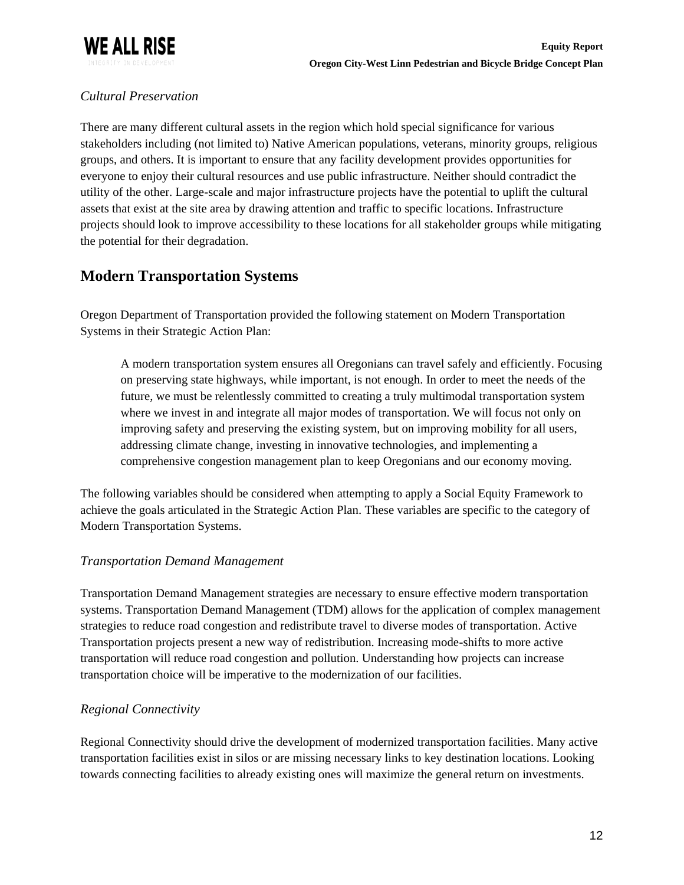### *Cultural Preservation*

There are many different cultural assets in the region which hold special significance for various stakeholders including (not limited to) Native American populations, veterans, minority groups, religious groups, and others. It is important to ensure that any facility development provides opportunities for everyone to enjoy their cultural resources and use public infrastructure. Neither should contradict the utility of the other. Large-scale and major infrastructure projects have the potential to uplift the cultural assets that exist at the site area by drawing attention and traffic to specific locations. Infrastructure projects should look to improve accessibility to these locations for all stakeholder groups while mitigating the potential for their degradation.

## Modern Transportation Systems

Oregon Department of Transportation provided the following statement on Modern Transportation Systems in their Strategic Action Plan:

> A modern transportation system ensures all Oregonians can travel safely and efficiently. Focusing on preserving state highways, while important, is not enough. In order to meet the needs of the future, we must be relentlessly committed to creating a truly multimodal transportation system where we invest in and integrate all major modes of transportation. We will focus not only on improving safety and preserving the existing system, but on improving mobility for all users, addressing climate change, investing in innovative technologies, and implementing a comprehensive congestion management plan to keep Oregonians and our economy moving.

The following variables should be considered when attempting to apply a Social Equity Framework to achieve the goals articulated in the Strategic Action Plan. These variables are specific to the category of Modern Transportation Systems.

### *Transportation Demand Management*

Transportation Demand Management strategies are necessary to ensure effective modern transportation systems. Transportation Demand Management (TDM) allows for the application of complex management strategies to reduce road congestion and redistribute travel to diverse modes of transportation. Active Transportation projects present a new way of redistribution. Increasing mode-shifts to more active transportation will reduce road congestion and pollution. Understanding how projects can increase transportation choice will be imperative to the modernization of our facilities.

### *Regional Connectivity*

Regional Connectivity should drive the development of modernized transportation facilities. Many active transportation facilities exist in silos or are missing necessary links to key destination locations. Looking towards connecting facilities to already existing ones will maximize the general return on investments.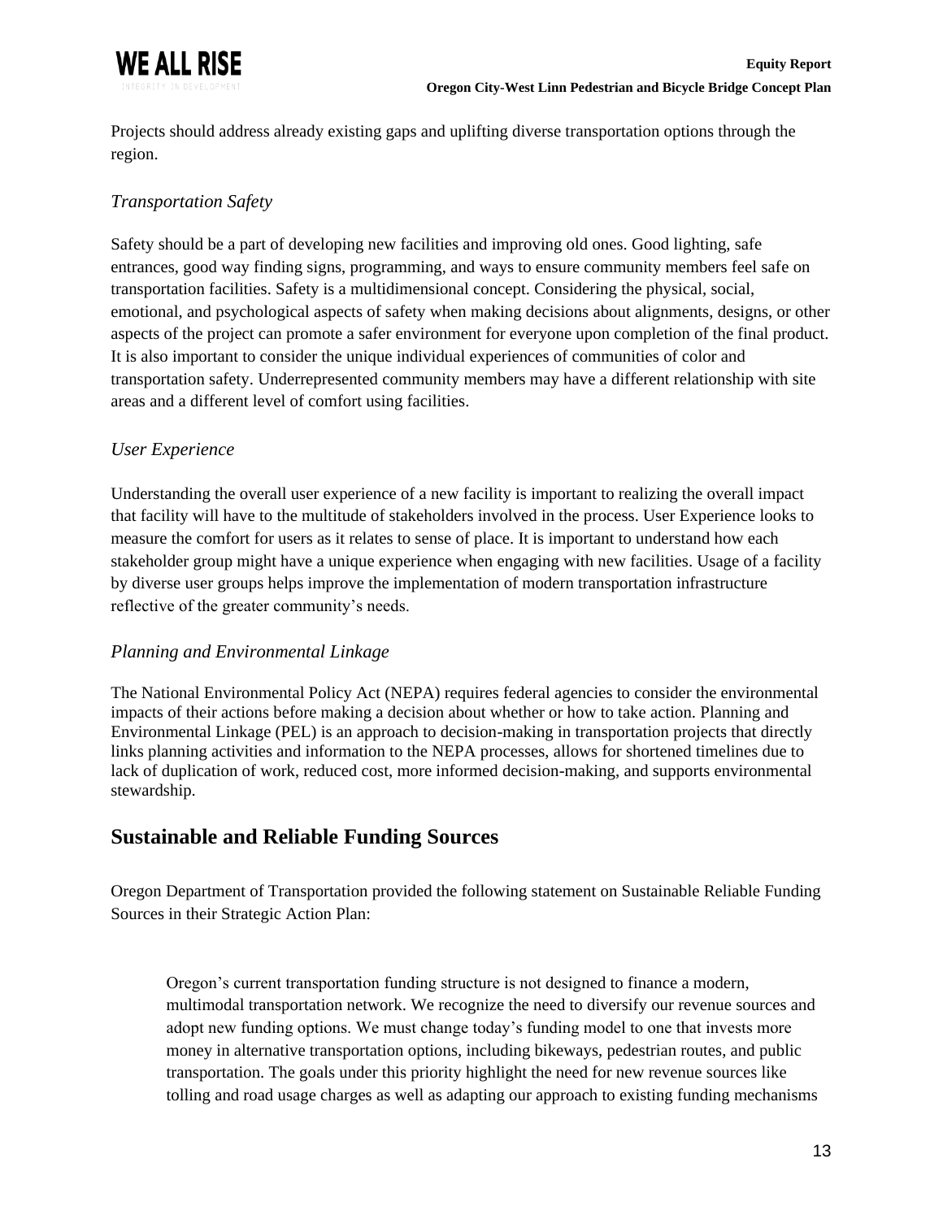Projects should address already existing gaps and uplifting diverse transportation options through the region.

### *Transportation Safety*

Safety should be a part of developing new facilities and improving old ones. Good lighting, safe entrances, good way finding signs, programming, and ways to ensure community members feel safe on transportation facilities. Safety is a multidimensional concept. Considering the physical, social, emotional, and psychological aspects of safety when making decisions about alignments, designs, or other aspects of the project can promote a safer environment for everyone upon completion of the final product. It is also important to consider the unique individual experiences of communities of color and transportation safety. Underrepresented community members may have a different relationship with site areas and a different level of comfort using facilities.

### *User Experience*

Understanding the overall user experience of a new facility is important to realizing the overall impact that facility will have to the multitude of stakeholders involved in the process. User Experience looks to measure the comfort for users as it relates to sense of place. It is important to understand how each stakeholder group might have a unique experience when engaging with new facilities. Usage of a facility by diverse user groups helps improve the implementation of modern transportation infrastructure reflective of the greater community's needs.

### *Planning and Environmental Linkage*

The National Environmental Policy Act (NEPA) requires federal agencies to consider the environmental impacts of their actions before making a decision about whether or how to take action. Planning and Environmental Linkage (PEL) is an approach to decision-making in transportation projects that directly links planning activities and information to the NEPA processes, allows for shortened timelines due to lack of duplication of work, reduced cost, more informed decision-making, and supports environmental stewardship.

## Sustainable and Reliable Funding Sources

Oregon Department of Transportation provided the following statement on Sustainable Reliable Funding Sources in their Strategic Action Plan:

> Oregon's current transportation funding structure is not designed to finance a modern, multimodal transportation network. We recognize the need to diversify our revenue sources and adopt new funding options. We must change today's funding model to one that invests more money in alternative transportation options, including bikeways, pedestrian routes, and public transportation. The goals under this priority highlight the need for new revenue sources like tolling and road usage charges as well as adapting our approach to existing funding mechanisms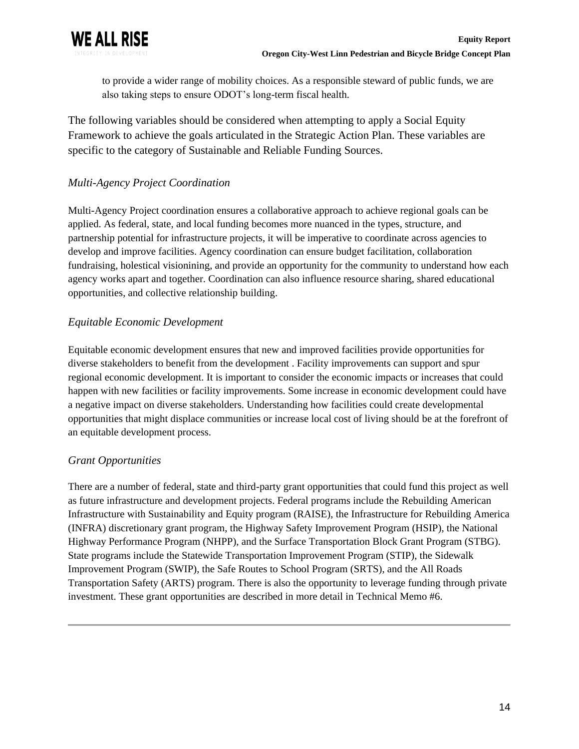> to provide a wider range of mobility choices. As a responsible steward of public funds, we are also taking steps to ensure ODOT's long-term fiscal health.

The following variables should be considered when attempting to apply a Social Equity Framework to achieve the goals articulated in the Strategic Action Plan. These variables are specific to the category of Sustainable and Reliable Funding Sources.

### *Multi-Agency Project Coordination*

Multi-Agency Project coordination ensures a collaborative approach to achieve regional goals can be applied. As federal, state, and local funding becomes more nuanced in the types, structure, and partnership potential for infrastructure projects, it will be imperative to coordinate across agencies to develop and improve facilities. Agency coordination can ensure budget facilitation, collaboration fundraising, holestical visionining, and provide an opportunity for the community to understand how each agency works apart and together. Coordination can also influence resource sharing, shared educational opportunities, and collective relationship building.

### *Equitable Economic Development*

Equitable economic development ensures that new and improved facilities provide opportunities for diverse stakeholders to benefit from the development . Facility improvements can support and spur regional economic development. It is important to consider the economic impacts or increases that could happen with new facilities or facility improvements. Some increase in economic development could have a negative impact on diverse stakeholders. Understanding how facilities could create developmental opportunities that might displace communities or increase local cost of living should be at the forefront of an equitable development process.

### *Grant Opportunities*

There are a number of federal, state and third-party grant opportunities that could fund this project as well as future infrastructure and development projects. Federal programs include the Rebuilding American Infrastructure with Sustainability and Equity program (RAISE), the Infrastructure for Rebuilding America (INFRA) discretionary grant program, the Highway Safety Improvement Program (HSIP), the National Highway Performance Program (NHPP), and the Surface Transportation Block Grant Program (STBG). State programs include the Statewide Transportation Improvement Program (STIP), the Sidewalk Improvement Program (SWIP), the Safe Routes to School Program (SRTS), and the All Roads Transportation Safety (ARTS) program. There is also the opportunity to leverage funding through private investment. These grant opportunities are described in more detail in Technical Memo #6.

---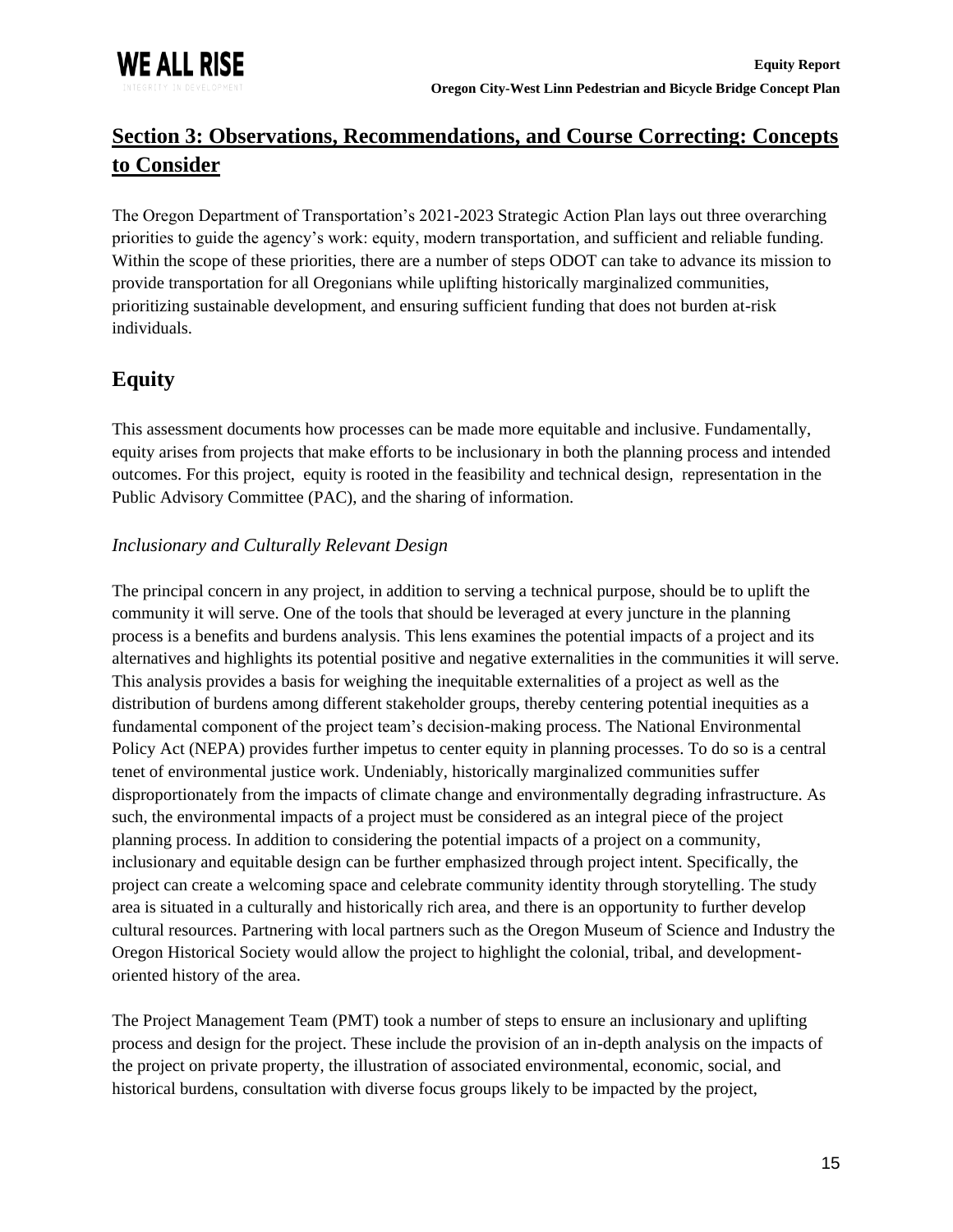## Section 3: Observations, Recommendations, and Course Correcting: Concepts to Consider

The Oregon Department of Transportation's 2021-2023 Strategic Action Plan lays out three overarching priorities to guide the agency's work: equity, modern transportation, and sufficient and reliable funding. Within the scope of these priorities, there are a number of steps ODOT can take to advance its mission to provide transportation for all Oregonians while uplifting historically marginalized communities, prioritizing sustainable development, and ensuring sufficient funding that does not burden at-risk individuals.

## Equity

This assessment documents how processes can be made more equitable and inclusive. Fundamentally, equity arises from projects that make efforts to be inclusionary in both the planning process and intended outcomes. For this project, equity is rooted in the feasibility and technical design, representation in the Public Advisory Committee (PAC), and the sharing of information.

### *Inclusionary and Culturally Relevant Design*

The principal concern in any project, in addition to serving a technical purpose, should be to uplift the community it will serve. One of the tools that should be leveraged at every juncture in the planning process is a benefits and burdens analysis. This lens examines the potential impacts of a project and its alternatives and highlights its potential positive and negative externalities in the communities it will serve. This analysis provides a basis for weighing the inequitable externalities of a project as well as the distribution of burdens among different stakeholder groups, thereby centering potential inequities as a fundamental component of the project team's decision-making process. The National Environmental Policy Act (NEPA) provides further impetus to center equity in planning processes. To do so is a central tenet of environmental justice work. Undeniably, historically marginalized communities suffer disproportionately from the impacts of climate change and environmentally degrading infrastructure. As such, the environmental impacts of a project must be considered as an integral piece of the project planning process. In addition to considering the potential impacts of a project on a community, inclusionary and equitable design can be further emphasized through project intent. Specifically, the project can create a welcoming space and celebrate community identity through storytelling. The study area is situated in a culturally and historically rich area, and there is an opportunity to further develop cultural resources. Partnering with local partners such as the Oregon Museum of Science and Industry the Oregon Historical Society would allow the project to highlight the colonial, tribal, and development-oriented history of the area.

The Project Management Team (PMT) took a number of steps to ensure an inclusionary and uplifting process and design for the project. These include the provision of an in-depth analysis on the impacts of the project on private property, the illustration of associated environmental, economic, social, and historical burdens, consultation with diverse focus groups likely to be impacted by the project,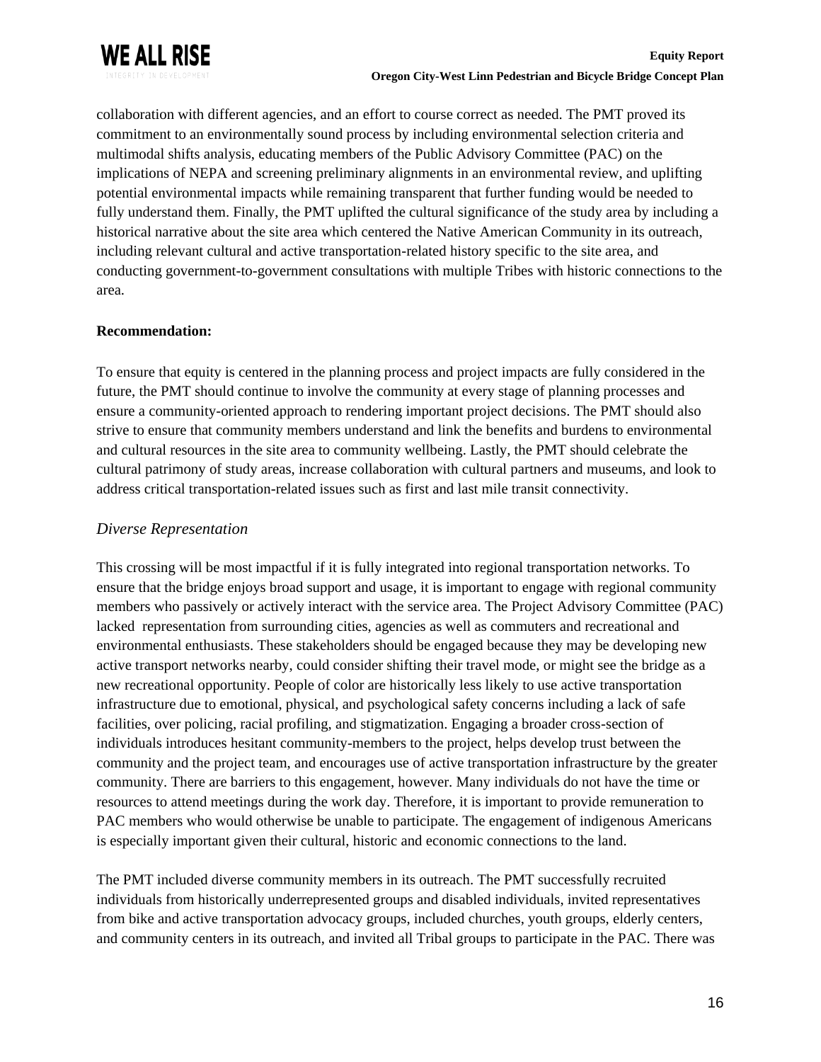collaboration with different agencies, and an effort to course correct as needed. The PMT proved its commitment to an environmentally sound process by including environmental selection criteria and multimodal shifts analysis, educating members of the Public Advisory Committee (PAC) on the implications of NEPA and screening preliminary alignments in an environmental review, and uplifting potential environmental impacts while remaining transparent that further funding would be needed to fully understand them. Finally, the PMT uplifted the cultural significance of the study area by including a historical narrative about the site area which centered the Native American Community in its outreach, including relevant cultural and active transportation-related history specific to the site area, and conducting government-to-government consultations with multiple Tribes with historic connections to the area.

**Recommendation:**

To ensure that equity is centered in the planning process and project impacts are fully considered in the future, the PMT should continue to involve the community at every stage of planning processes and ensure a community-oriented approach to rendering important project decisions. The PMT should also strive to ensure that community members understand and link the benefits and burdens to environmental and cultural resources in the site area to community wellbeing. Lastly, the PMT should celebrate the cultural patrimony of study areas, increase collaboration with cultural partners and museums, and look to address critical transportation-related issues such as first and last mile transit connectivity.

### *Diverse Representation*

This crossing will be most impactful if it is fully integrated into regional transportation networks. To ensure that the bridge enjoys broad support and usage, it is important to engage with regional community members who passively or actively interact with the service area. The Project Advisory Committee (PAC) lacked representation from surrounding cities, agencies as well as commuters and recreational and environmental enthusiasts. These stakeholders should be engaged because they may be developing new active transport networks nearby, could consider shifting their travel mode, or might see the bridge as a new recreational opportunity. People of color are historically less likely to use active transportation infrastructure due to emotional, physical, and psychological safety concerns including a lack of safe facilities, over policing, racial profiling, and stigmatization. Engaging a broader cross-section of individuals introduces hesitant community-members to the project, helps develop trust between the community and the project team, and encourages use of active transportation infrastructure by the greater community. There are barriers to this engagement, however. Many individuals do not have the time or resources to attend meetings during the work day. Therefore, it is important to provide remuneration to PAC members who would otherwise be unable to participate. The engagement of indigenous Americans is especially important given their cultural, historic and economic connections to the land.

The PMT included diverse community members in its outreach. The PMT successfully recruited individuals from historically underrepresented groups and disabled individuals, invited representatives from bike and active transportation advocacy groups, included churches, youth groups, elderly centers, and community centers in its outreach, and invited all Tribal groups to participate in the PAC. There was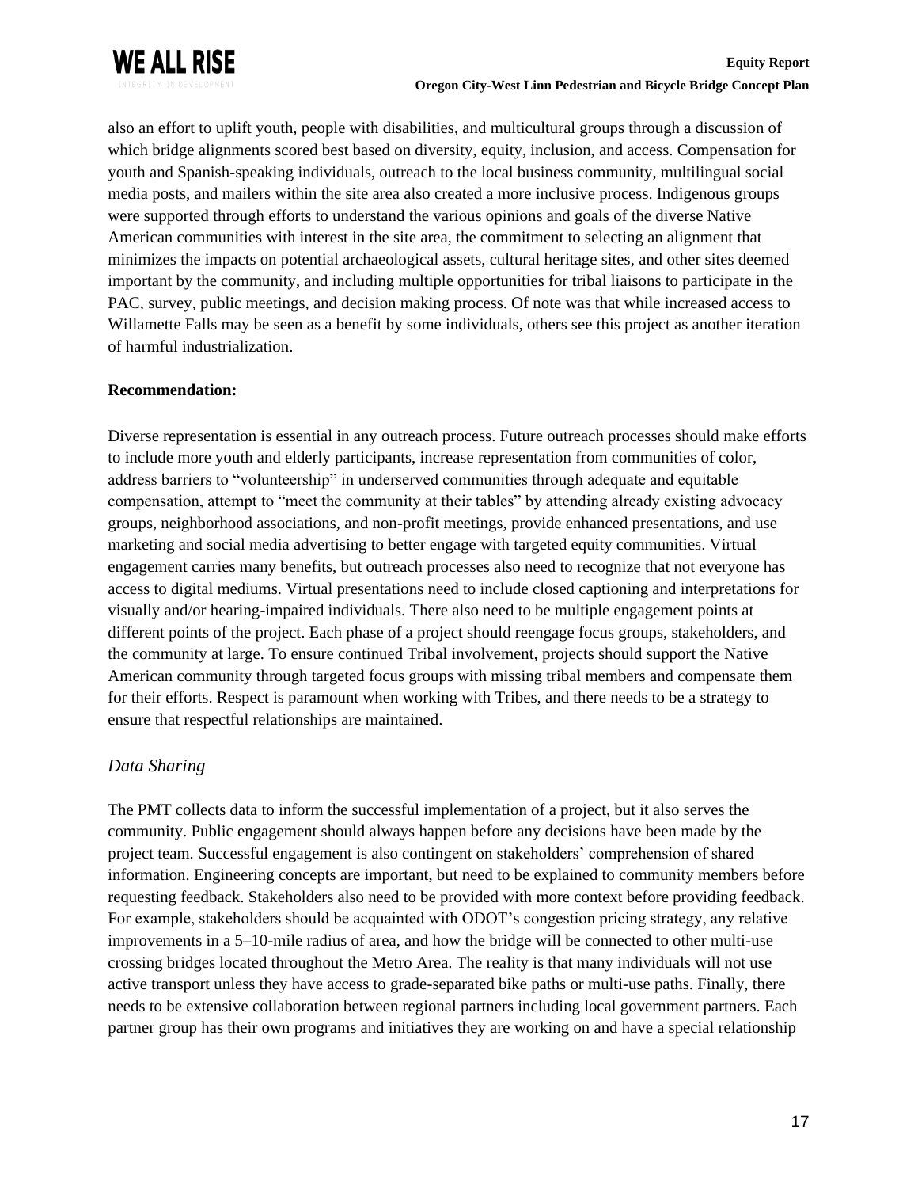also an effort to uplift youth, people with disabilities, and multicultural groups through a discussion of which bridge alignments scored best based on diversity, equity, inclusion, and access. Compensation for youth and Spanish-speaking individuals, outreach to the local business community, multilingual social media posts, and mailers within the site area also created a more inclusive process. Indigenous groups were supported through efforts to understand the various opinions and goals of the diverse Native American communities with interest in the site area, the commitment to selecting an alignment that minimizes the impacts on potential archaeological assets, cultural heritage sites, and other sites deemed important by the community, and including multiple opportunities for tribal liaisons to participate in the PAC, survey, public meetings, and decision making process. Of note was that while increased access to Willamette Falls may be seen as a benefit by some individuals, others see this project as another iteration of harmful industrialization.

**Recommendation:**

Diverse representation is essential in any outreach process. Future outreach processes should make efforts to include more youth and elderly participants, increase representation from communities of color, address barriers to "volunteership" in underserved communities through adequate and equitable compensation, attempt to "meet the community at their tables" by attending already existing advocacy groups, neighborhood associations, and non-profit meetings, provide enhanced presentations, and use marketing and social media advertising to better engage with targeted equity communities. Virtual engagement carries many benefits, but outreach processes also need to recognize that not everyone has access to digital mediums. Virtual presentations need to include closed captioning and interpretations for visually and/or hearing-impaired individuals. There also need to be multiple engagement points at different points of the project. Each phase of a project should reengage focus groups, stakeholders, and the community at large. To ensure continued Tribal involvement, projects should support the Native American community through targeted focus groups with missing tribal members and compensate them for their efforts. Respect is paramount when working with Tribes, and there needs to be a strategy to ensure that respectful relationships are maintained.

### *Data Sharing*

The PMT collects data to inform the successful implementation of a project, but it also serves the community. Public engagement should always happen before any decisions have been made by the project team. Successful engagement is also contingent on stakeholders' comprehension of shared information. Engineering concepts are important, but need to be explained to community members before requesting feedback. Stakeholders also need to be provided with more context before providing feedback. For example, stakeholders should be acquainted with ODOT's congestion pricing strategy, any relative improvements in a 5–10-mile radius of area, and how the bridge will be connected to other multi-use crossing bridges located throughout the Metro Area. The reality is that many individuals will not use active transport unless they have access to grade-separated bike paths or multi-use paths. Finally, there needs to be extensive collaboration between regional partners including local government partners. Each partner group has their own programs and initiatives they are working on and have a special relationship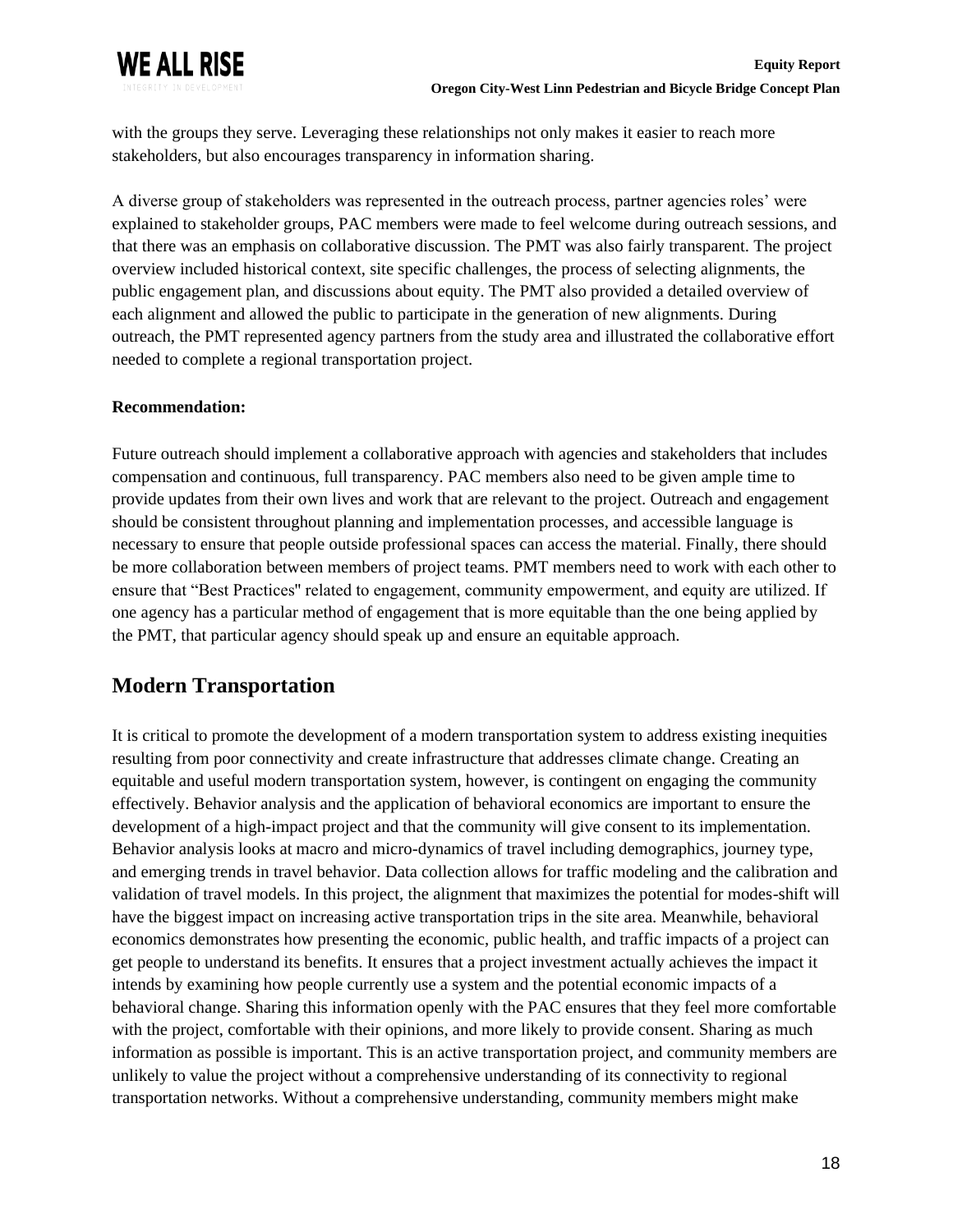with the groups they serve. Leveraging these relationships not only makes it easier to reach more stakeholders, but also encourages transparency in information sharing.

A diverse group of stakeholders was represented in the outreach process, partner agencies roles' were explained to stakeholder groups, PAC members were made to feel welcome during outreach sessions, and that there was an emphasis on collaborative discussion. The PMT was also fairly transparent. The project overview included historical context, site specific challenges, the process of selecting alignments, the public engagement plan, and discussions about equity. The PMT also provided a detailed overview of each alignment and allowed the public to participate in the generation of new alignments. During outreach, the PMT represented agency partners from the study area and illustrated the collaborative effort needed to complete a regional transportation project.

**Recommendation:**

Future outreach should implement a collaborative approach with agencies and stakeholders that includes compensation and continuous, full transparency. PAC members also need to be given ample time to provide updates from their own lives and work that are relevant to the project. Outreach and engagement should be consistent throughout planning and implementation processes, and accessible language is necessary to ensure that people outside professional spaces can access the material. Finally, there should be more collaboration between members of project teams. PMT members need to work with each other to ensure that "Best Practices" related to engagement, community empowerment, and equity are utilized. If one agency has a particular method of engagement that is more equitable than the one being applied by the PMT, that particular agency should speak up and ensure an equitable approach.

## Modern Transportation

It is critical to promote the development of a modern transportation system to address existing inequities resulting from poor connectivity and create infrastructure that addresses climate change. Creating an equitable and useful modern transportation system, however, is contingent on engaging the community effectively. Behavior analysis and the application of behavioral economics are important to ensure the development of a high-impact project and that the community will give consent to its implementation. Behavior analysis looks at macro and micro-dynamics of travel including demographics, journey type, and emerging trends in travel behavior. Data collection allows for traffic modeling and the calibration and validation of travel models. In this project, the alignment that maximizes the potential for modes-shift will have the biggest impact on increasing active transportation trips in the site area. Meanwhile, behavioral economics demonstrates how presenting the economic, public health, and traffic impacts of a project can get people to understand its benefits. It ensures that a project investment actually achieves the impact it intends by examining how people currently use a system and the potential economic impacts of a behavioral change. Sharing this information openly with the PAC ensures that they feel more comfortable with the project, comfortable with their opinions, and more likely to provide consent. Sharing as much information as possible is important. This is an active transportation project, and community members are unlikely to value the project without a comprehensive understanding of its connectivity to regional transportation networks. Without a comprehensive understanding, community members might make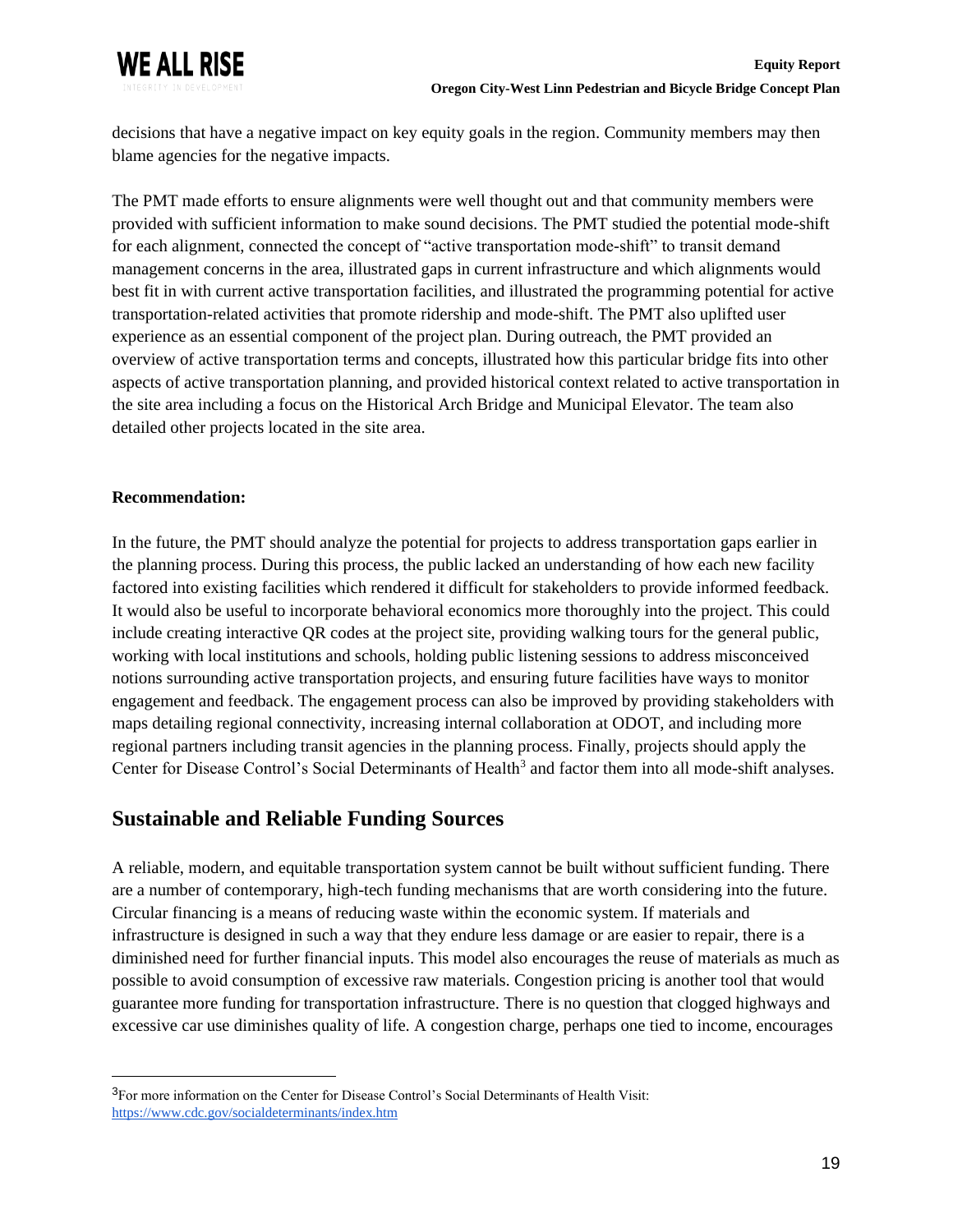decisions that have a negative impact on key equity goals in the region. Community members may then blame agencies for the negative impacts.

The PMT made efforts to ensure alignments were well thought out and that community members were provided with sufficient information to make sound decisions. The PMT studied the potential mode-shift for each alignment, connected the concept of "active transportation mode-shift" to transit demand management concerns in the area, illustrated gaps in current infrastructure and which alignments would best fit in with current active transportation facilities, and illustrated the programming potential for active transportation-related activities that promote ridership and mode-shift. The PMT also uplifted user experience as an essential component of the project plan. During outreach, the PMT provided an overview of active transportation terms and concepts, illustrated how this particular bridge fits into other aspects of active transportation planning, and provided historical context related to active transportation in the site area including a focus on the Historical Arch Bridge and Municipal Elevator. The team also detailed other projects located in the site area.

**Recommendation:**

In the future, the PMT should analyze the potential for projects to address transportation gaps earlier in the planning process. During this process, the public lacked an understanding of how each new facility factored into existing facilities which rendered it difficult for stakeholders to provide informed feedback. It would also be useful to incorporate behavioral economics more thoroughly into the project. This could include creating interactive QR codes at the project site, providing walking tours for the general public, working with local institutions and schools, holding public listening sessions to address misconceived notions surrounding active transportation projects, and ensuring future facilities have ways to monitor engagement and feedback. The engagement process can also be improved by providing stakeholders with maps detailing regional connectivity, increasing internal collaboration at ODOT, and including more regional partners including transit agencies in the planning process. Finally, projects should apply the Center for Disease Control's Social Determinants of Health[3] and factor them into all mode-shift analyses.

## Sustainable and Reliable Funding Sources

A reliable, modern, and equitable transportation system cannot be built without sufficient funding. There are a number of contemporary, high-tech funding mechanisms that are worth considering into the future. Circular financing is a means of reducing waste within the economic system. If materials and infrastructure is designed in such a way that they endure less damage or are easier to repair, there is a diminished need for further financial inputs. This model also encourages the reuse of materials as much as possible to avoid consumption of excessive raw materials. Congestion pricing is another tool that would guarantee more funding for transportation infrastructure. There is no question that clogged highways and excessive car use diminishes quality of life. A congestion charge, perhaps one tied to income, encourages

[3] For more information on the Center for Disease Control's Social Determinants of Health Visit: https://www.cdc.gov/socialdeterminants/index.htm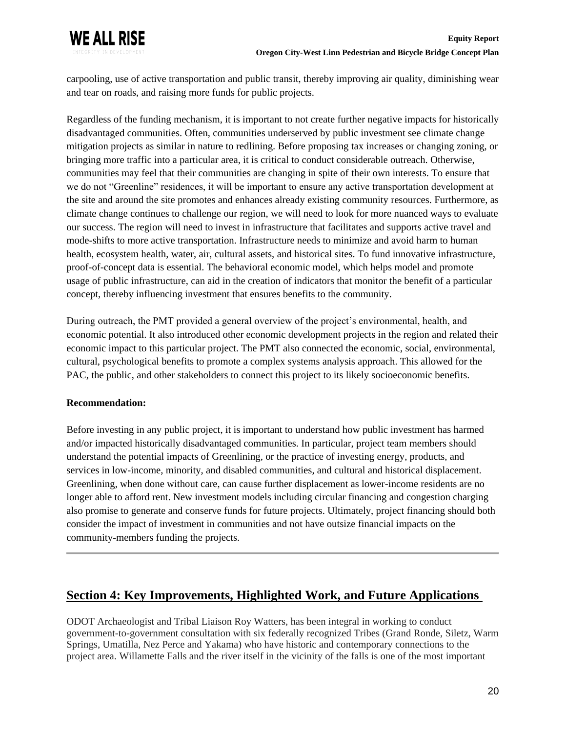carpooling, use of active transportation and public transit, thereby improving air quality, diminishing wear and tear on roads, and raising more funds for public projects.

Regardless of the funding mechanism, it is important to not create further negative impacts for historically disadvantaged communities. Often, communities underserved by public investment see climate change mitigation projects as similar in nature to redlining. Before proposing tax increases or changing zoning, or bringing more traffic into a particular area, it is critical to conduct considerable outreach. Otherwise, communities may feel that their communities are changing in spite of their own interests. To ensure that we do not "Greenline" residences, it will be important to ensure any active transportation development at the site and around the site promotes and enhances already existing community resources. Furthermore, as climate change continues to challenge our region, we will need to look for more nuanced ways to evaluate our success. The region will need to invest in infrastructure that facilitates and supports active travel and mode-shifts to more active transportation. Infrastructure needs to minimize and avoid harm to human health, ecosystem health, water, air, cultural assets, and historical sites. To fund innovative infrastructure, proof-of-concept data is essential. The behavioral economic model, which helps model and promote usage of public infrastructure, can aid in the creation of indicators that monitor the benefit of a particular concept, thereby influencing investment that ensures benefits to the community.

During outreach, the PMT provided a general overview of the project's environmental, health, and economic potential. It also introduced other economic development projects in the region and related their economic impact to this particular project. The PMT also connected the economic, social, environmental, cultural, psychological benefits to promote a complex systems analysis approach. This allowed for the PAC, the public, and other stakeholders to connect this project to its likely socioeconomic benefits.

**Recommendation:**

Before investing in any public project, it is important to understand how public investment has harmed and/or impacted historically disadvantaged communities. In particular, project team members should understand the potential impacts of Greenlining, or the practice of investing energy, products, and services in low-income, minority, and disabled communities, and cultural and historical displacement. Greenlining, when done without care, can cause further displacement as lower-income residents are no longer able to afford rent. New investment models including circular financing and congestion charging also promise to generate and conserve funds for future projects. Ultimately, project financing should both consider the impact of investment in communities and not have outsize financial impacts on the community-members funding the projects.

---

## Section 4: Key Improvements, Highlighted Work, and Future Applications

ODOT Archaeologist and Tribal Liaison Roy Watters, has been integral in working to conduct government-to-government consultation with six federally recognized Tribes (Grand Ronde, Siletz, Warm Springs, Umatilla, Nez Perce and Yakama) who have historic and contemporary connections to the project area. Willamette Falls and the river itself in the vicinity of the falls is one of the most important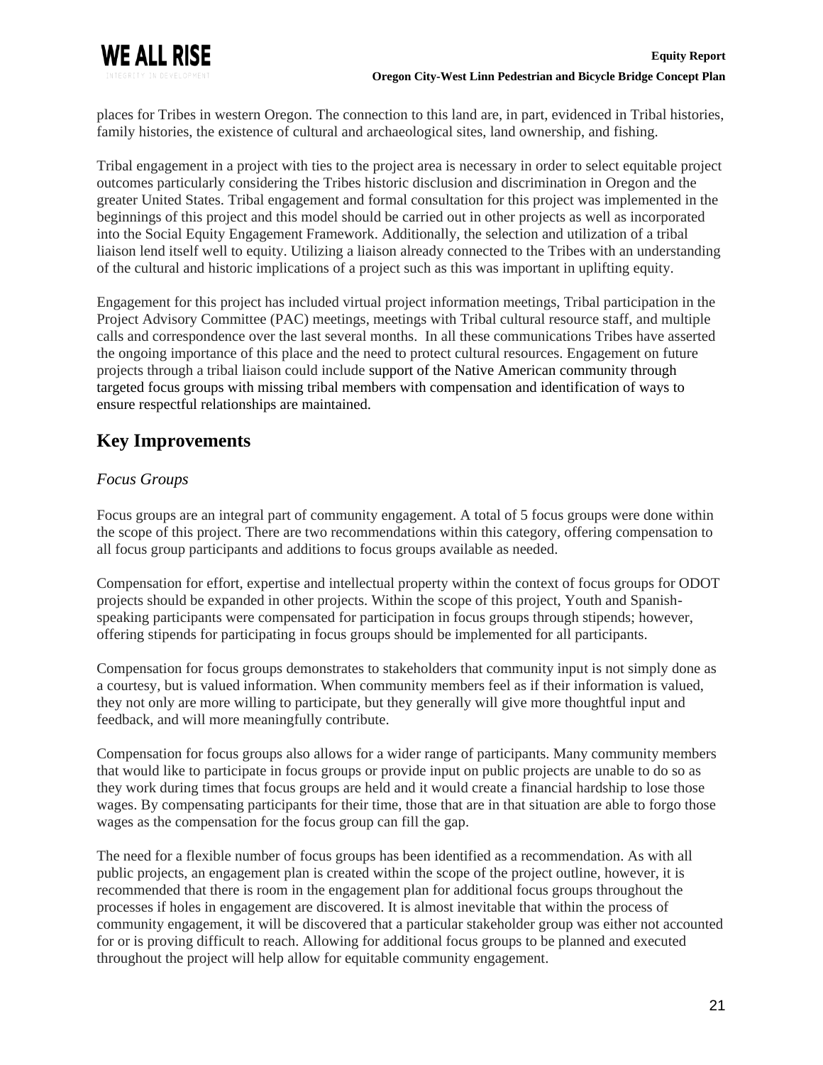places for Tribes in western Oregon. The connection to this land are, in part, evidenced in Tribal histories, family histories, the existence of cultural and archaeological sites, land ownership, and fishing.

Tribal engagement in a project with ties to the project area is necessary in order to select equitable project outcomes particularly considering the Tribes historic disclusion and discrimination in Oregon and the greater United States. Tribal engagement and formal consultation for this project was implemented in the beginnings of this project and this model should be carried out in other projects as well as incorporated into the Social Equity Engagement Framework. Additionally, the selection and utilization of a tribal liaison lend itself well to equity. Utilizing a liaison already connected to the Tribes with an understanding of the cultural and historic implications of a project such as this was important in uplifting equity.

Engagement for this project has included virtual project information meetings, Tribal participation in the Project Advisory Committee (PAC) meetings, meetings with Tribal cultural resource staff, and multiple calls and correspondence over the last several months. In all these communications Tribes have asserted the ongoing importance of this place and the need to protect cultural resources. Engagement on future projects through a tribal liaison could include support of the Native American community through targeted focus groups with missing tribal members with compensation and identification of ways to ensure respectful relationships are maintained.

## Key Improvements

### *Focus Groups*

Focus groups are an integral part of community engagement. A total of 5 focus groups were done within the scope of this project. There are two recommendations within this category, offering compensation to all focus group participants and additions to focus groups available as needed.

Compensation for effort, expertise and intellectual property within the context of focus groups for ODOT projects should be expanded in other projects. Within the scope of this project, Youth and Spanish-speaking participants were compensated for participation in focus groups through stipends; however, offering stipends for participating in focus groups should be implemented for all participants.

Compensation for focus groups demonstrates to stakeholders that community input is not simply done as a courtesy, but is valued information. When community members feel as if their information is valued, they not only are more willing to participate, but they generally will give more thoughtful input and feedback, and will more meaningfully contribute.

Compensation for focus groups also allows for a wider range of participants. Many community members that would like to participate in focus groups or provide input on public projects are unable to do so as they work during times that focus groups are held and it would create a financial hardship to lose those wages. By compensating participants for their time, those that are in that situation are able to forgo those wages as the compensation for the focus group can fill the gap.

The need for a flexible number of focus groups has been identified as a recommendation. As with all public projects, an engagement plan is created within the scope of the project outline, however, it is recommended that there is room in the engagement plan for additional focus groups throughout the processes if holes in engagement are discovered. It is almost inevitable that within the process of community engagement, it will be discovered that a particular stakeholder group was either not accounted for or is proving difficult to reach. Allowing for additional focus groups to be planned and executed throughout the project will help allow for equitable community engagement.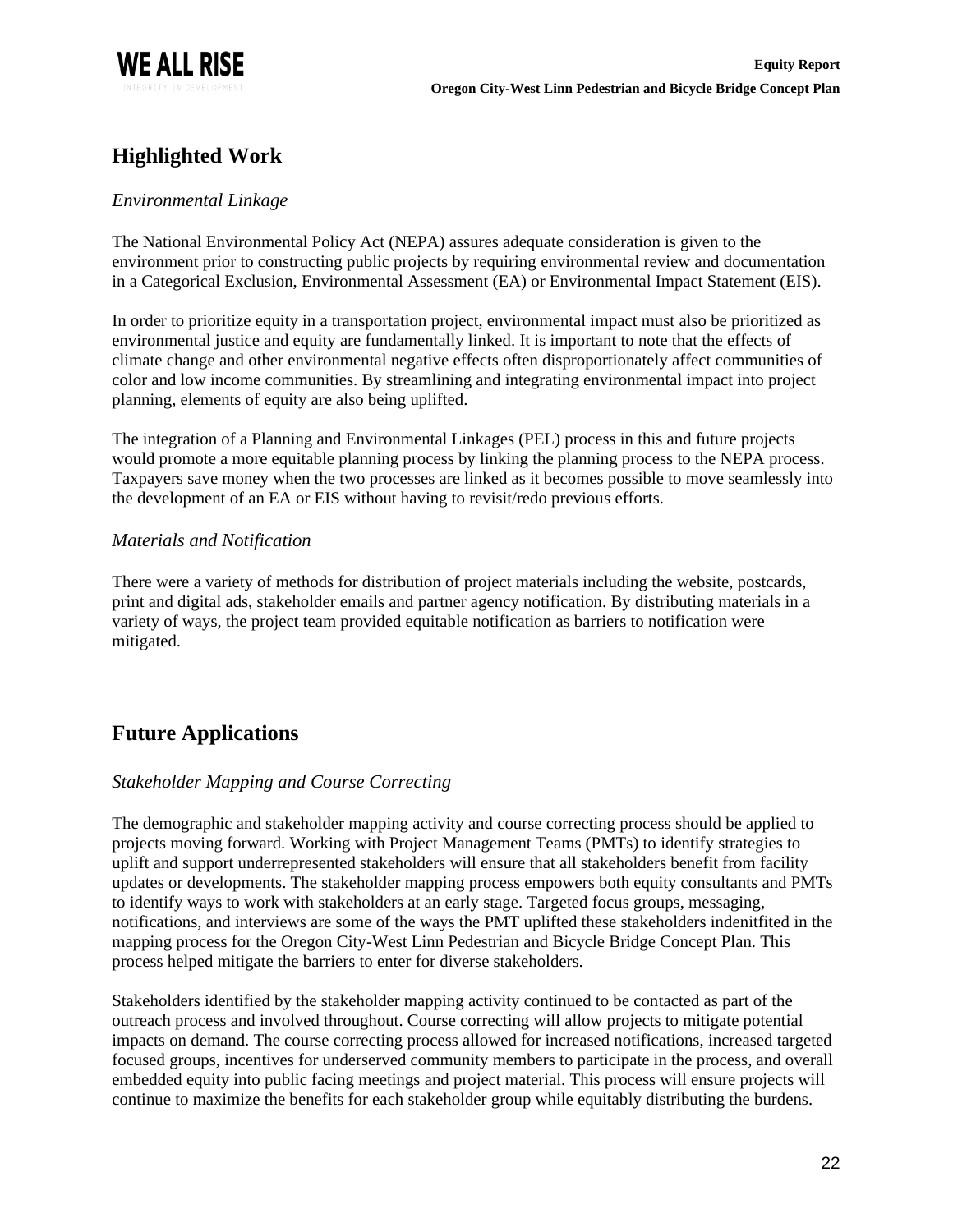## Highlighted Work

### *Environmental Linkage*

The National Environmental Policy Act (NEPA) assures adequate consideration is given to the environment prior to constructing public projects by requiring environmental review and documentation in a Categorical Exclusion, Environmental Assessment (EA) or Environmental Impact Statement (EIS).

In order to prioritize equity in a transportation project, environmental impact must also be prioritized as environmental justice and equity are fundamentally linked. It is important to note that the effects of climate change and other environmental negative effects often disproportionately affect communities of color and low income communities. By streamlining and integrating environmental impact into project planning, elements of equity are also being uplifted.

The integration of a Planning and Environmental Linkages (PEL) process in this and future projects would promote a more equitable planning process by linking the planning process to the NEPA process. Taxpayers save money when the two processes are linked as it becomes possible to move seamlessly into the development of an EA or EIS without having to revisit/redo previous efforts.

### *Materials and Notification*

There were a variety of methods for distribution of project materials including the website, postcards, print and digital ads, stakeholder emails and partner agency notification. By distributing materials in a variety of ways, the project team provided equitable notification as barriers to notification were mitigated.

## Future Applications

### *Stakeholder Mapping and Course Correcting*

The demographic and stakeholder mapping activity and course correcting process should be applied to projects moving forward. Working with Project Management Teams (PMTs) to identify strategies to uplift and support underrepresented stakeholders will ensure that all stakeholders benefit from facility updates or developments. The stakeholder mapping process empowers both equity consultants and PMTs to identify ways to work with stakeholders at an early stage. Targeted focus groups, messaging, notifications, and interviews are some of the ways the PMT uplifted these stakeholders indenitfited in the mapping process for the Oregon City-West Linn Pedestrian and Bicycle Bridge Concept Plan. This process helped mitigate the barriers to enter for diverse stakeholders.

Stakeholders identified by the stakeholder mapping activity continued to be contacted as part of the outreach process and involved throughout. Course correcting will allow projects to mitigate potential impacts on demand. The course correcting process allowed for increased notifications, increased targeted focused groups, incentives for underserved community members to participate in the process, and overall embedded equity into public facing meetings and project material. This process will ensure projects will continue to maximize the benefits for each stakeholder group while equitably distributing the burdens.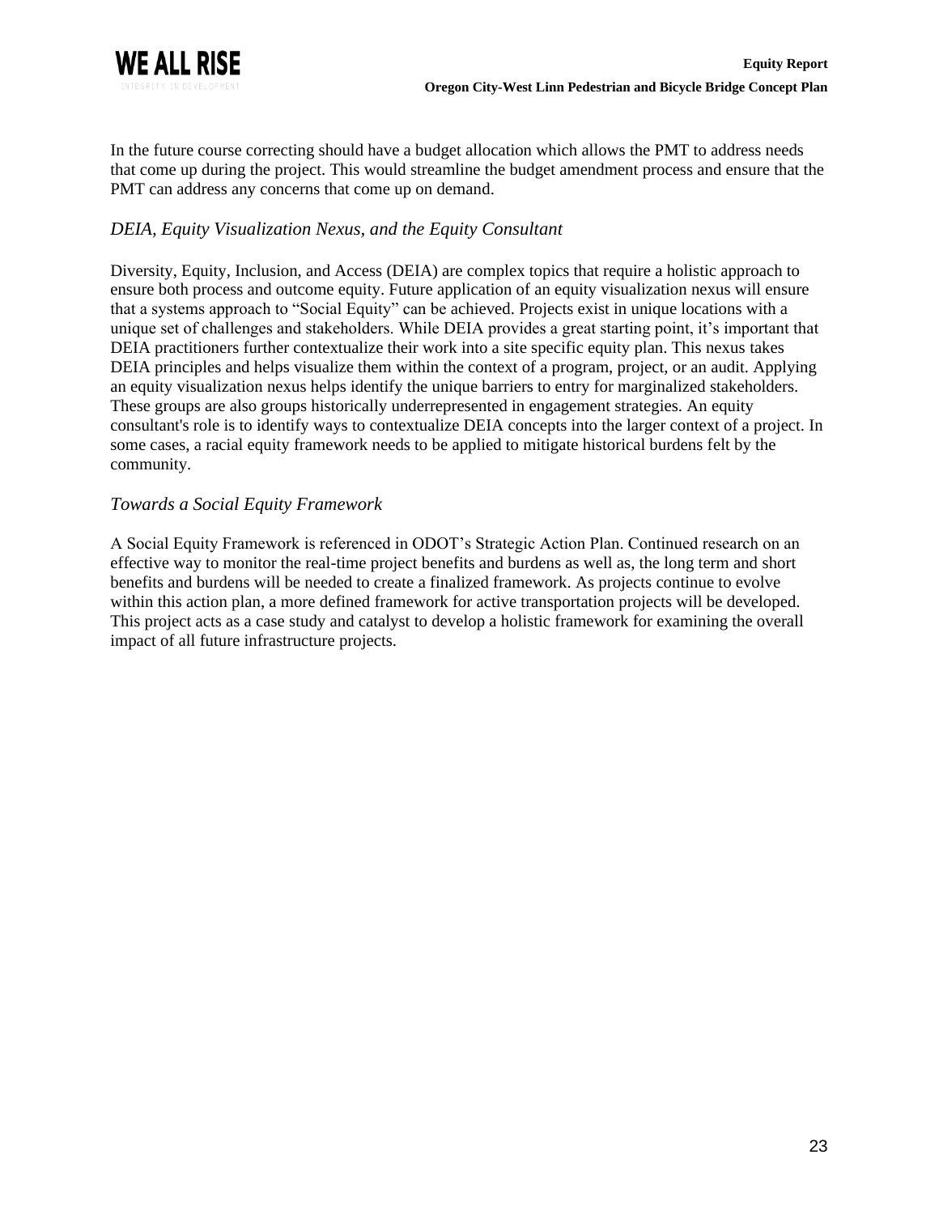In the future course correcting should have a budget allocation which allows the PMT to address needs that come up during the project. This would streamline the budget amendment process and ensure that the PMT can address any concerns that come up on demand.

### *DEIA, Equity Visualization Nexus, and the Equity Consultant*

Diversity, Equity, Inclusion, and Access (DEIA) are complex topics that require a holistic approach to ensure both process and outcome equity. Future application of an equity visualization nexus will ensure that a systems approach to "Social Equity" can be achieved. Projects exist in unique locations with a unique set of challenges and stakeholders. While DEIA provides a great starting point, it's important that DEIA practitioners further contextualize their work into a site specific equity plan. This nexus takes DEIA principles and helps visualize them within the context of a program, project, or an audit. Applying an equity visualization nexus helps identify the unique barriers to entry for marginalized stakeholders. These groups are also groups historically underrepresented in engagement strategies. An equity consultant's role is to identify ways to contextualize DEIA concepts into the larger context of a project. In some cases, a racial equity framework needs to be applied to mitigate historical burdens felt by the community.

### *Towards a Social Equity Framework*

A Social Equity Framework is referenced in ODOT's Strategic Action Plan. Continued research on an effective way to monitor the real-time project benefits and burdens as well as, the long term and short benefits and burdens will be needed to create a finalized framework. As projects continue to evolve within this action plan, a more defined framework for active transportation projects will be developed. This project acts as a case study and catalyst to develop a holistic framework for examining the overall impact of all future infrastructure projects.